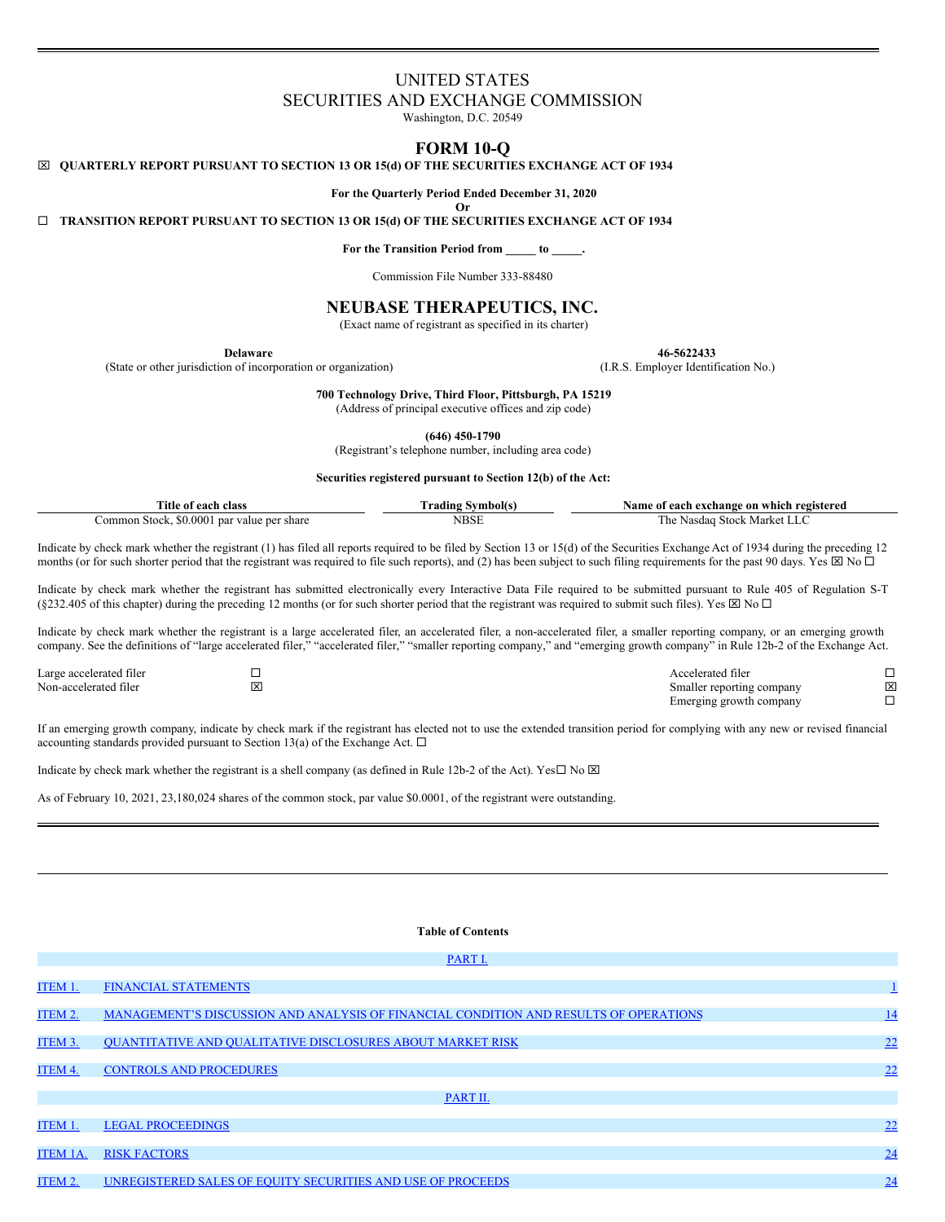# UNITED STATES
# SECURITIES AND EXCHANGE COMMISSION
Washington, D.C. 20549

## FORM 10-Q

☒ **QUARTERLY REPORT PURSUANT TO SECTION 13 OR 15(d) OF THE SECURITIES EXCHANGE ACT OF 1934**

**For the Quarterly Period Ended December 31, 2020**

**Or**

☐ **TRANSITION REPORT PURSUANT TO SECTION 13 OR 15(d) OF THE SECURITIES EXCHANGE ACT OF 1934**

**For the Transition Period from _____ to _____.**

Commission File Number 333-88480

## NEUBASE THERAPEUTICS, INC.
(Exact name of registrant as specified in its charter)

| **Delaware** | **46-5622433** |
|---|---|
| (State or other jurisdiction of incorporation or organization) | (I.R.S. Employer Identification No.) |

**700 Technology Drive, Third Floor, Pittsburgh, PA 15219**
(Address of principal executive offices and zip code)

**(646) 450-1790**
(Registrant's telephone number, including area code)

**Securities registered pursuant to Section 12(b) of the Act:**

| Title of each class | Trading Symbol(s) | Name of each exchange on which registered |
|---|---|---|
| Common Stock, $0.0001 par value per share | NBSE | The Nasdaq Stock Market LLC |

Indicate by check mark whether the registrant (1) has filed all reports required to be filed by Section 13 or 15(d) of the Securities Exchange Act of 1934 during the preceding 12 months (or for such shorter period that the registrant was required to file such reports), and (2) has been subject to such filing requirements for the past 90 days. Yes ☒ No ☐

Indicate by check mark whether the registrant has submitted electronically every Interactive Data File required to be submitted pursuant to Rule 405 of Regulation S-T (§232.405 of this chapter) during the preceding 12 months (or for such shorter period that the registrant was required to submit such files). Yes ☒ No ☐

Indicate by check mark whether the registrant is a large accelerated filer, an accelerated filer, a non-accelerated filer, a smaller reporting company, or an emerging growth company. See the definitions of "large accelerated filer," "accelerated filer," "smaller reporting company," and "emerging growth company" in Rule 12b-2 of the Exchange Act.

| | | | |
|---|---|---|---|
| Large accelerated filer | ☐ | Accelerated filer | ☐ |
| Non-accelerated filer | ☒ | Smaller reporting company | ☒ |
| | | Emerging growth company | ☐ |

If an emerging growth company, indicate by check mark if the registrant has elected not to use the extended transition period for complying with any new or revised financial accounting standards provided pursuant to Section 13(a) of the Exchange Act. ☐

Indicate by check mark whether the registrant is a shell company (as defined in Rule 12b-2 of the Act). Yes☐ No ☒

As of February 10, 2021, 23,180,024 shares of the common stock, par value $0.0001, of the registrant were outstanding.

**Table of Contents**

| | | |
|---|---|---|
| | PART I. | |
| ITEM 1. | FINANCIAL STATEMENTS | 1 |
| ITEM 2. | MANAGEMENT'S DISCUSSION AND ANALYSIS OF FINANCIAL CONDITION AND RESULTS OF OPERATIONS | 14 |
| ITEM 3. | QUANTITATIVE AND QUALITATIVE DISCLOSURES ABOUT MARKET RISK | 22 |
| ITEM 4. | CONTROLS AND PROCEDURES | 22 |
| | PART II. | |
| ITEM 1. | LEGAL PROCEEDINGS | 22 |
| ITEM 1A. | RISK FACTORS | 24 |
| ITEM 2. | UNREGISTERED SALES OF EQUITY SECURITIES AND USE OF PROCEEDS | 24 |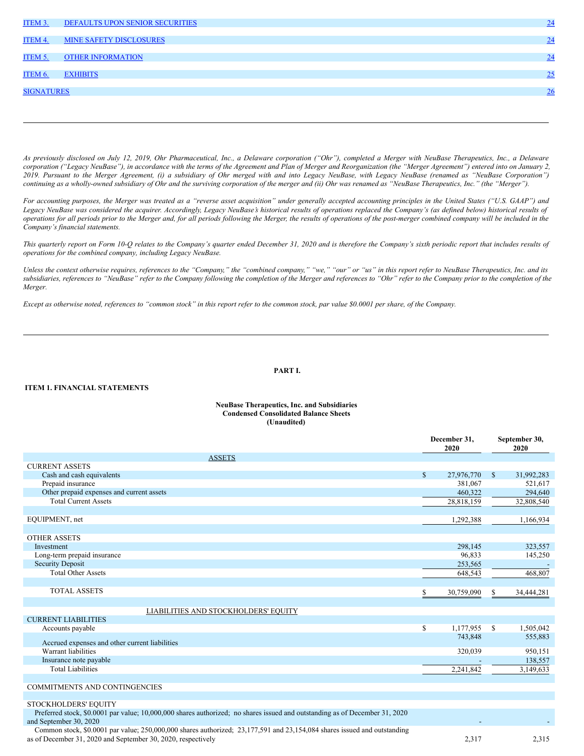| | | |
|---|---|---|
| ITEM 3. | DEFAULTS UPON SENIOR SECURITIES | 24 |
| ITEM 4. | MINE SAFETY DISCLOSURES | 24 |
| ITEM 5. | OTHER INFORMATION | 24 |
| ITEM 6. | EXHIBITS | 25 |
| SIGNATURES | | 26 |

---

*As previously disclosed on July 12, 2019, Ohr Pharmaceutical, Inc., a Delaware corporation ("Ohr"), completed a Merger with NeuBase Therapeutics, Inc., a Delaware corporation ("Legacy NeuBase"), in accordance with the terms of the Agreement and Plan of Merger and Reorganization (the "Merger Agreement") entered into on January 2, 2019. Pursuant to the Merger Agreement, (i) a subsidiary of Ohr merged with and into Legacy NeuBase, with Legacy NeuBase (renamed as "NeuBase Corporation") continuing as a wholly-owned subsidiary of Ohr and the surviving corporation of the merger and (ii) Ohr was renamed as "NeuBase Therapeutics, Inc." (the "Merger").*

*For accounting purposes, the Merger was treated as a "reverse asset acquisition" under generally accepted accounting principles in the United States ("U.S. GAAP") and Legacy NeuBase was considered the acquirer. Accordingly, Legacy NeuBase's historical results of operations replaced the Company's (as defined below) historical results of operations for all periods prior to the Merger and, for all periods following the Merger, the results of operations of the post-merger combined company will be included in the Company's financial statements.*

*This quarterly report on Form 10-Q relates to the Company's quarter ended December 31, 2020 and is therefore the Company's sixth periodic report that includes results of operations for the combined company, including Legacy NeuBase.*

*Unless the context otherwise requires, references to the "Company," the "combined company," "we," "our" or "us" in this report refer to NeuBase Therapeutics, Inc. and its subsidiaries, references to "NeuBase" refer to the Company following the completion of the Merger and references to "Ohr" refer to the Company prior to the completion of the Merger.*

*Except as otherwise noted, references to "common stock" in this report refer to the common stock, par value $0.0001 per share, of the Company.*

---

# PART I.

## ITEM 1. FINANCIAL STATEMENTS

**NeuBase Therapeutics, Inc. and Subsidiaries**
**Condensed Consolidated Balance Sheets**
**(Unaudited)**

| | December 31, 2020 | September 30, 2020 |
|---|---|---|
| ASSETS | | |
| CURRENT ASSETS | | |
| Cash and cash equivalents | $ 27,976,770 | $ 31,992,283 |
| Prepaid insurance | 381,067 | 521,617 |
| Other prepaid expenses and current assets | 460,322 | 294,640 |
| Total Current Assets | 28,818,159 | 32,808,540 |
| | | |
| EQUIPMENT, net | 1,292,388 | 1,166,934 |
| | | |
| OTHER ASSETS | | |
| Investment | 298,145 | 323,557 |
| Long-term prepaid insurance | 96,833 | 145,250 |
| Security Deposit | 253,565 | - |
| Total Other Assets | 648,543 | 468,807 |
| | | |
| TOTAL ASSETS | $ 30,759,090 | $ 34,444,281 |
| | | |
| LIABILITIES AND STOCKHOLDERS' EQUITY | | |
| CURRENT LIABILITIES | | |
| Accounts payable | $ 1,177,955 | $ 1,505,042 |
| Accrued expenses and other current liabilities | 743,848 | 555,883 |
| Warrant liabilities | 320,039 | 950,151 |
| Insurance note payable | - | 138,557 |
| Total Liabilities | 2,241,842 | 3,149,633 |
| | | |
| COMMITMENTS AND CONTINGENCIES | | |
| | | |
| STOCKHOLDERS' EQUITY | | |
| Preferred stock, $0.0001 par value; 10,000,000 shares authorized; no shares issued and outstanding as of December 31, 2020 and September 30, 2020 | - | - |
| Common stock, $0.0001 par value; 250,000,000 shares authorized; 23,177,591 and 23,154,084 shares issued and outstanding as of December 31, 2020 and September 30, 2020, respectively | 2,317 | 2,315 |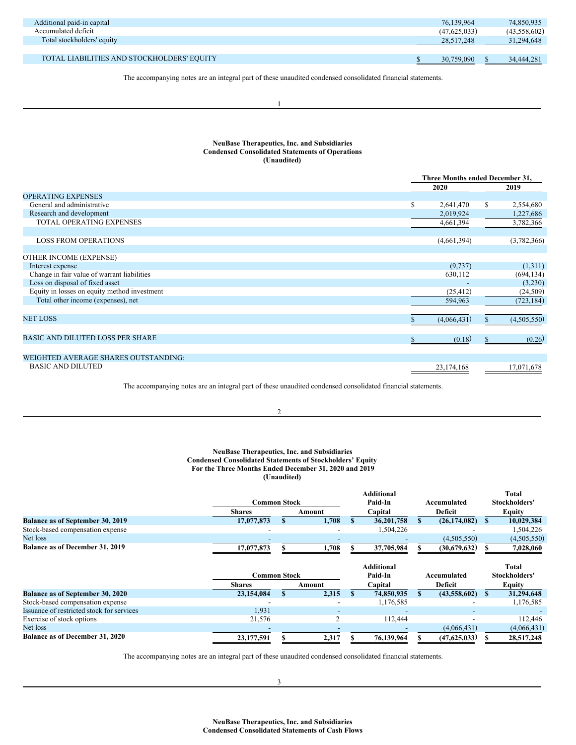| | | |
|---|---|---|
| Additional paid-in capital | 76,139,964 | 74,850,935 |
| Accumulated deficit | (47,625,033) | (43,558,602) |
| Total stockholders' equity | 28,517,248 | 31,294,648 |
| | | |
| TOTAL LIABILITIES AND STOCKHOLDERS' EQUITY | $ 30,759,090 | $ 34,444,281 |

The accompanying notes are an integral part of these unaudited condensed consolidated financial statements.

**NeuBase Therapeutics, Inc. and Subsidiaries**
**Condensed Consolidated Statements of Operations**
**(Unaudited)**

| | Three Months ended December 31, | |
|---|---|---|
| | 2020 | 2019 |
| OPERATING EXPENSES | | |
| General and administrative | $ 2,641,470 | $ 2,554,680 |
| Research and development | 2,019,924 | 1,227,686 |
| TOTAL OPERATING EXPENSES | 4,661,394 | 3,782,366 |
| | | |
| LOSS FROM OPERATIONS | (4,661,394) | (3,782,366) |
| | | |
| OTHER INCOME (EXPENSE) | | |
| Interest expense | (9,737) | (1,311) |
| Change in fair value of warrant liabilities | 630,112 | (694,134) |
| Loss on disposal of fixed asset | - | (3,230) |
| Equity in losses on equity method investment | (25,412) | (24,509) |
| Total other income (expenses), net | 594,963 | (723,184) |
| | | |
| NET LOSS | $ (4,066,431) | $ (4,505,550) |
| | | |
| BASIC AND DILUTED LOSS PER SHARE | $ (0.18) | $ (0.26) |
| | | |
| WEIGHTED AVERAGE SHARES OUTSTANDING: | | |
| BASIC AND DILUTED | 23,174,168 | 17,071,678 |

The accompanying notes are an integral part of these unaudited condensed consolidated financial statements.

**NeuBase Therapeutics, Inc. and Subsidiaries**
**Condensed Consolidated Statements of Stockholders' Equity**
**For the Three Months Ended December 31, 2020 and 2019**
**(Unaudited)**

| | Common Stock | | Additional Paid-In Capital | Accumulated Deficit | Total Stockholders' Equity |
|---|---|---|---|---|---|
| | Shares | Amount | | | |
| **Balance as of September 30, 2019** | **17,077,873** | **$ 1,708** | **$ 36,201,758** | **$ (26,174,082)** | **$ 10,029,384** |
| Stock-based compensation expense | - | - | 1,504,226 | - | 1,504,226 |
| Net loss | - | - | - | (4,505,550) | (4,505,550) |
| **Balance as of December 31, 2019** | **17,077,873** | **$ 1,708** | **$ 37,705,984** | **$ (30,679,632)** | **$ 7,028,060** |

| | Common Stock | | Additional Paid-In Capital | Accumulated Deficit | Total Stockholders' Equity |
|---|---|---|---|---|---|
| | Shares | Amount | | | |
| **Balance as of September 30, 2020** | **23,154,084** | **$ 2,315** | **$ 74,850,935** | **$ (43,558,602)** | **$ 31,294,648** |
| Stock-based compensation expense | - | - | 1,176,585 | - | 1,176,585 |
| Issuance of restricted stock for services | 1,931 | - | - | - | - |
| Exercise of stock options | 21,576 | 2 | 112,444 | - | 112,446 |
| Net loss | - | - | - | (4,066,431) | (4,066,431) |
| **Balance as of December 31, 2020** | **23,177,591** | **$ 2,317** | **$ 76,139,964** | **$ (47,625,033)** | **$ 28,517,248** |

The accompanying notes are an integral part of these unaudited condensed consolidated financial statements.

**NeuBase Therapeutics, Inc. and Subsidiaries**
**Condensed Consolidated Statements of Cash Flows**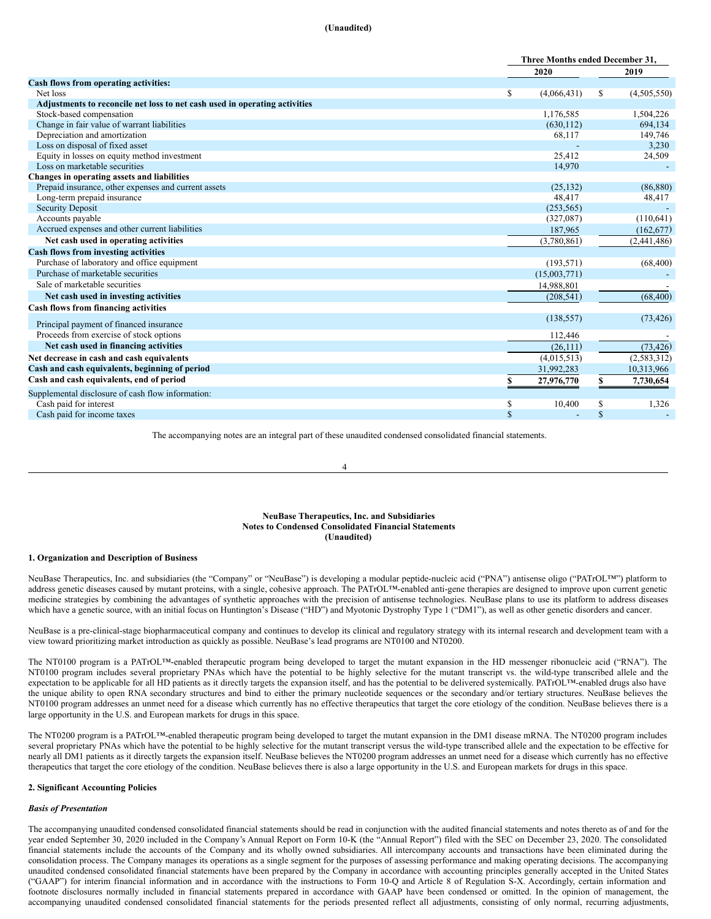(Unaudited)

| | Three Months ended December 31, | |
|---|---|---|
| | 2020 | 2019 |
| **Cash flows from operating activities:** | | |
| Net loss | $ (4,066,431) | $ (4,505,550) |
| **Adjustments to reconcile net loss to net cash used in operating activities** | | |
| Stock-based compensation | 1,176,585 | 1,504,226 |
| Change in fair value of warrant liabilities | (630,112) | 694,134 |
| Depreciation and amortization | 68,117 | 149,746 |
| Loss on disposal of fixed asset | - | 3,230 |
| Equity in losses on equity method investment | 25,412 | 24,509 |
| Loss on marketable securities | 14,970 | - |
| **Changes in operating assets and liabilities** | | |
| Prepaid insurance, other expenses and current assets | (25,132) | (86,880) |
| Long-term prepaid insurance | 48,417 | 48,417 |
| Security Deposit | (253,565) | - |
| Accounts payable | (327,087) | (110,641) |
| Accrued expenses and other current liabilities | 187,965 | (162,677) |
| **Net cash used in operating activities** | (3,780,861) | (2,441,486) |
| **Cash flows from investing activities** | | |
| Purchase of laboratory and office equipment | (193,571) | (68,400) |
| Purchase of marketable securities | (15,003,771) | - |
| Sale of marketable securities | 14,988,801 | - |
| **Net cash used in investing activities** | (208,541) | (68,400) |
| **Cash flows from financing activities** | | |
| Principal payment of financed insurance | (138,557) | (73,426) |
| Proceeds from exercise of stock options | 112,446 | - |
| **Net cash used in financing activities** | (26,111) | (73,426) |
| **Net decrease in cash and cash equivalents** | (4,015,513) | (2,583,312) |
| **Cash and cash equivalents, beginning of period** | 31,992,283 | 10,313,966 |
| **Cash and cash equivalents, end of period** | **$ 27,976,770** | **$ 7,730,654** |
| Supplemental disclosure of cash flow information: | | |
| Cash paid for interest | $ 10,400 | $ 1,326 |
| Cash paid for income taxes | $ - | $ - |

The accompanying notes are an integral part of these unaudited condensed consolidated financial statements.

**NeuBase Therapeutics, Inc. and Subsidiaries**
**Notes to Condensed Consolidated Financial Statements**
**(Unaudited)**

**1. Organization and Description of Business**

NeuBase Therapeutics, Inc. and subsidiaries (the "Company" or "NeuBase") is developing a modular peptide-nucleic acid ("PNA") antisense oligo ("PATrOL™") platform to address genetic diseases caused by mutant proteins, with a single, cohesive approach. The PATrOL™-enabled anti-gene therapies are designed to improve upon current genetic medicine strategies by combining the advantages of synthetic approaches with the precision of antisense technologies. NeuBase plans to use its platform to address diseases which have a genetic source, with an initial focus on Huntington's Disease ("HD") and Myotonic Dystrophy Type 1 ("DM1"), as well as other genetic disorders and cancer.

NeuBase is a pre-clinical-stage biopharmaceutical company and continues to develop its clinical and regulatory strategy with its internal research and development team with a view toward prioritizing market introduction as quickly as possible. NeuBase's lead programs are NT0100 and NT0200.

The NT0100 program is a PATrOL™-enabled therapeutic program being developed to target the mutant expansion in the HD messenger ribonucleic acid ("RNA"). The NT0100 program includes several proprietary PNAs which have the potential to be highly selective for the mutant transcript vs. the wild-type transcribed allele and the expectation to be applicable for all HD patients as it directly targets the expansion itself, and has the potential to be delivered systemically. PATrOL™-enabled drugs also have the unique ability to open RNA secondary structures and bind to either the primary nucleotide sequences or the secondary and/or tertiary structures. NeuBase believes the NT0100 program addresses an unmet need for a disease which currently has no effective therapeutics that target the core etiology of the condition. NeuBase believes there is a large opportunity in the U.S. and European markets for drugs in this space.

The NT0200 program is a PATrOL™-enabled therapeutic program being developed to target the mutant expansion in the DM1 disease mRNA. The NT0200 program includes several proprietary PNAs which have the potential to be highly selective for the mutant transcript versus the wild-type transcribed allele and the expectation to be effective for nearly all DM1 patients as it directly targets the expansion itself. NeuBase believes the NT0200 program addresses an unmet need for a disease which currently has no effective therapeutics that target the core etiology of the condition. NeuBase believes there is also a large opportunity in the U.S. and European markets for drugs in this space.

**2. Significant Accounting Policies**

***Basis of Presentation***

The accompanying unaudited condensed consolidated financial statements should be read in conjunction with the audited financial statements and notes thereto as of and for the year ended September 30, 2020 included in the Company's Annual Report on Form 10-K (the "Annual Report") filed with the SEC on December 23, 2020. The consolidated financial statements include the accounts of the Company and its wholly owned subsidiaries. All intercompany accounts and transactions have been eliminated during the consolidation process. The Company manages its operations as a single segment for the purposes of assessing performance and making operating decisions. The accompanying unaudited condensed consolidated financial statements have been prepared by the Company in accordance with accounting principles generally accepted in the United States ("GAAP") for interim financial information and in accordance with the instructions to Form 10-Q and Article 8 of Regulation S-X. Accordingly, certain information and footnote disclosures normally included in financial statements prepared in accordance with GAAP have been condensed or omitted. In the opinion of management, the accompanying unaudited condensed consolidated financial statements for the periods presented reflect all adjustments, consisting of only normal, recurring adjustments,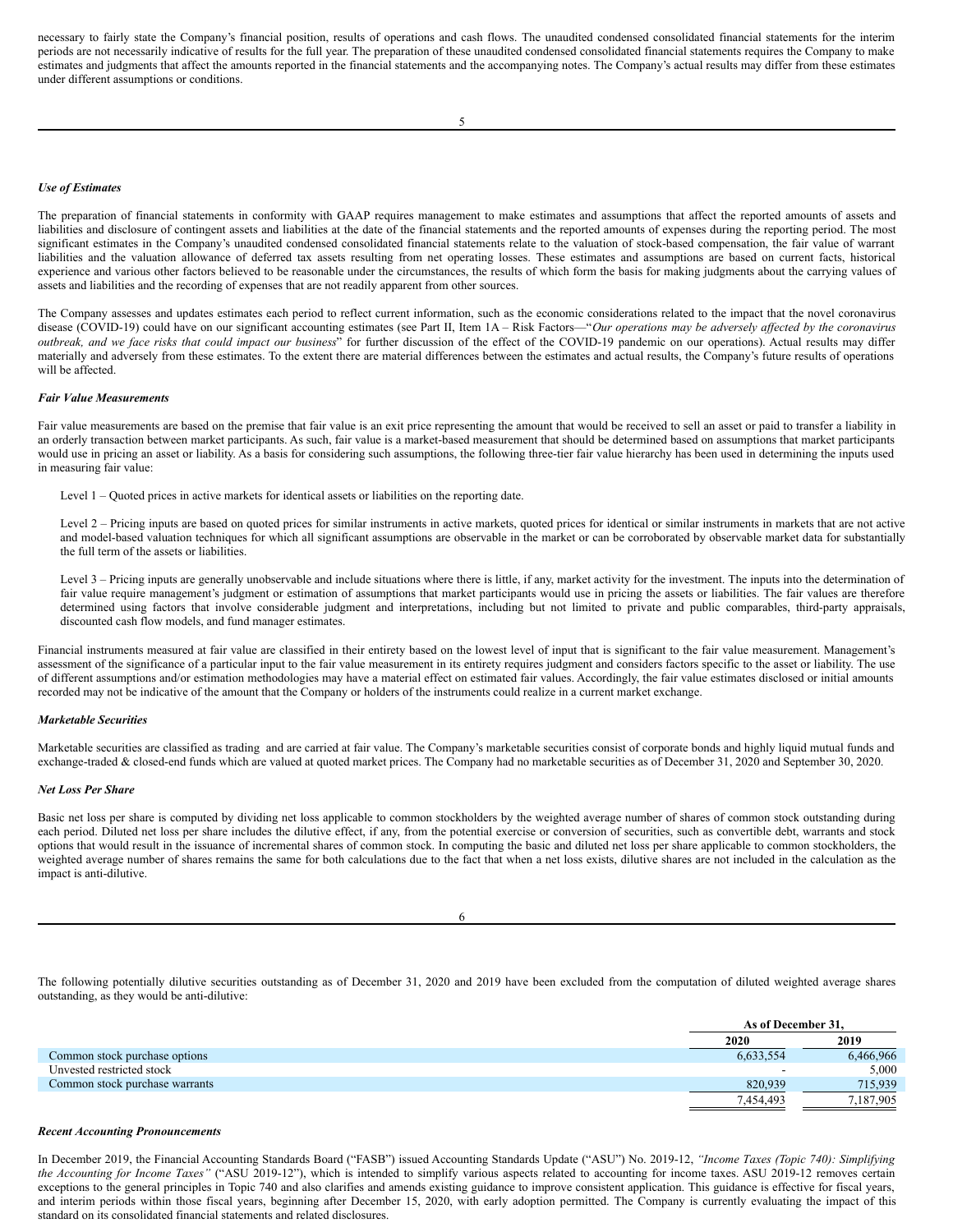necessary to fairly state the Company's financial position, results of operations and cash flows. The unaudited condensed consolidated financial statements for the interim periods are not necessarily indicative of results for the full year. The preparation of these unaudited condensed consolidated financial statements requires the Company to make estimates and judgments that affect the amounts reported in the financial statements and the accompanying notes. The Company's actual results may differ from these estimates under different assumptions or conditions.

***Use of Estimates***

The preparation of financial statements in conformity with GAAP requires management to make estimates and assumptions that affect the reported amounts of assets and liabilities and disclosure of contingent assets and liabilities at the date of the financial statements and the reported amounts of expenses during the reporting period. The most significant estimates in the Company's unaudited condensed consolidated financial statements relate to the valuation of stock-based compensation, the fair value of warrant liabilities and the valuation allowance of deferred tax assets resulting from net operating losses. These estimates and assumptions are based on current facts, historical experience and various other factors believed to be reasonable under the circumstances, the results of which form the basis for making judgments about the carrying values of assets and liabilities and the recording of expenses that are not readily apparent from other sources.

The Company assesses and updates estimates each period to reflect current information, such as the economic considerations related to the impact that the novel coronavirus disease (COVID-19) could have on our significant accounting estimates (see Part II, Item 1A – Risk Factors—"*Our operations may be adversely affected by the coronavirus outbreak, and we face risks that could impact our business*" for further discussion of the effect of the COVID-19 pandemic on our operations). Actual results may differ materially and adversely from these estimates. To the extent there are material differences between the estimates and actual results, the Company's future results of operations will be affected.

***Fair Value Measurements***

Fair value measurements are based on the premise that fair value is an exit price representing the amount that would be received to sell an asset or paid to transfer a liability in an orderly transaction between market participants. As such, fair value is a market-based measurement that should be determined based on assumptions that market participants would use in pricing an asset or liability. As a basis for considering such assumptions, the following three-tier fair value hierarchy has been used in determining the inputs used in measuring fair value:

Level 1 – Quoted prices in active markets for identical assets or liabilities on the reporting date.

Level 2 – Pricing inputs are based on quoted prices for similar instruments in active markets, quoted prices for identical or similar instruments in markets that are not active and model-based valuation techniques for which all significant assumptions are observable in the market or can be corroborated by observable market data for substantially the full term of the assets or liabilities.

Level 3 – Pricing inputs are generally unobservable and include situations where there is little, if any, market activity for the investment. The inputs into the determination of fair value require management's judgment or estimation of assumptions that market participants would use in pricing the assets or liabilities. The fair values are therefore determined using factors that involve considerable judgment and interpretations, including but not limited to private and public comparables, third-party appraisals, discounted cash flow models, and fund manager estimates.

Financial instruments measured at fair value are classified in their entirety based on the lowest level of input that is significant to the fair value measurement. Management's assessment of the significance of a particular input to the fair value measurement in its entirety requires judgment and considers factors specific to the asset or liability. The use of different assumptions and/or estimation methodologies may have a material effect on estimated fair values. Accordingly, the fair value estimates disclosed or initial amounts recorded may not be indicative of the amount that the Company or holders of the instruments could realize in a current market exchange.

***Marketable Securities***

Marketable securities are classified as trading and are carried at fair value. The Company's marketable securities consist of corporate bonds and highly liquid mutual funds and exchange-traded & closed-end funds which are valued at quoted market prices. The Company had no marketable securities as of December 31, 2020 and September 30, 2020.

***Net Loss Per Share***

Basic net loss per share is computed by dividing net loss applicable to common stockholders by the weighted average number of shares of common stock outstanding during each period. Diluted net loss per share includes the dilutive effect, if any, from the potential exercise or conversion of securities, such as convertible debt, warrants and stock options that would result in the issuance of incremental shares of common stock. In computing the basic and diluted net loss per share applicable to common stockholders, the weighted average number of shares remains the same for both calculations due to the fact that when a net loss exists, dilutive shares are not included in the calculation as the impact is anti-dilutive.

The following potentially dilutive securities outstanding as of December 31, 2020 and 2019 have been excluded from the computation of diluted weighted average shares outstanding, as they would be anti-dilutive:

| | As of December 31, | |
|---|---|---|
| | 2020 | 2019 |
| Common stock purchase options | 6,633,554 | 6,466,966 |
| Unvested restricted stock | - | 5,000 |
| Common stock purchase warrants | 820,939 | 715,939 |
| | 7,454,493 | 7,187,905 |

***Recent Accounting Pronouncements***

In December 2019, the Financial Accounting Standards Board ("FASB") issued Accounting Standards Update ("ASU") No. 2019-12, *"Income Taxes (Topic 740): Simplifying the Accounting for Income Taxes"* ("ASU 2019-12"), which is intended to simplify various aspects related to accounting for income taxes. ASU 2019-12 removes certain exceptions to the general principles in Topic 740 and also clarifies and amends existing guidance to improve consistent application. This guidance is effective for fiscal years, and interim periods within those fiscal years, beginning after December 15, 2020, with early adoption permitted. The Company is currently evaluating the impact of this standard on its consolidated financial statements and related disclosures.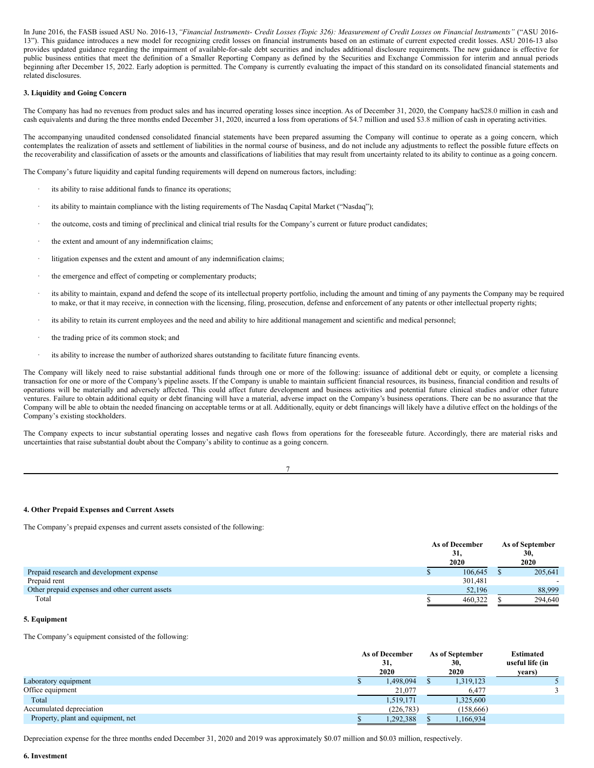In June 2016, the FASB issued ASU No. 2016-13, *"Financial Instruments- Credit Losses (Topic 326): Measurement of Credit Losses on Financial Instruments"* ("ASU 2016-13"). This guidance introduces a new model for recognizing credit losses on financial instruments based on an estimate of current expected credit losses. ASU 2016-13 also provides updated guidance regarding the impairment of available-for-sale debt securities and includes additional disclosure requirements. The new guidance is effective for public business entities that meet the definition of a Smaller Reporting Company as defined by the Securities and Exchange Commission for interim and annual periods beginning after December 15, 2022. Early adoption is permitted. The Company is currently evaluating the impact of this standard on its consolidated financial statements and related disclosures.

**3. Liquidity and Going Concern**

The Company has had no revenues from product sales and has incurred operating losses since inception. As of December 31, 2020, the Company hac$28.0 million in cash and cash equivalents and during the three months ended December 31, 2020, incurred a loss from operations of $4.7 million and used $3.8 million of cash in operating activities.

The accompanying unaudited condensed consolidated financial statements have been prepared assuming the Company will continue to operate as a going concern, which contemplates the realization of assets and settlement of liabilities in the normal course of business, and do not include any adjustments to reflect the possible future effects on the recoverability and classification of assets or the amounts and classifications of liabilities that may result from uncertainty related to its ability to continue as a going concern.

The Company's future liquidity and capital funding requirements will depend on numerous factors, including:

- its ability to raise additional funds to finance its operations;
- its ability to maintain compliance with the listing requirements of The Nasdaq Capital Market ("Nasdaq");
- the outcome, costs and timing of preclinical and clinical trial results for the Company's current or future product candidates;
- the extent and amount of any indemnification claims;
- litigation expenses and the extent and amount of any indemnification claims;
- the emergence and effect of competing or complementary products;
- its ability to maintain, expand and defend the scope of its intellectual property portfolio, including the amount and timing of any payments the Company may be required to make, or that it may receive, in connection with the licensing, filing, prosecution, defense and enforcement of any patents or other intellectual property rights;
- its ability to retain its current employees and the need and ability to hire additional management and scientific and medical personnel;
- the trading price of its common stock; and
- its ability to increase the number of authorized shares outstanding to facilitate future financing events.

The Company will likely need to raise substantial additional funds through one or more of the following: issuance of additional debt or equity, or complete a licensing transaction for one or more of the Company's pipeline assets. If the Company is unable to maintain sufficient financial resources, its business, financial condition and results of operations will be materially and adversely affected. This could affect future development and business activities and potential future clinical studies and/or other future ventures. Failure to obtain additional equity or debt financing will have a material, adverse impact on the Company's business operations. There can be no assurance that the Company will be able to obtain the needed financing on acceptable terms or at all. Additionally, equity or debt financings will likely have a dilutive effect on the holdings of the Company's existing stockholders.

The Company expects to incur substantial operating losses and negative cash flows from operations for the foreseeable future. Accordingly, there are material risks and uncertainties that raise substantial doubt about the Company's ability to continue as a going concern.

**4. Other Prepaid Expenses and Current Assets**

The Company's prepaid expenses and current assets consisted of the following:

| | As of December 31, 2020 | As of September 30, 2020 |
|---|---|---|
| Prepaid research and development expense | $ 106,645 | $ 205,641 |
| Prepaid rent | 301,481 | - |
| Other prepaid expenses and other current assets | 52,196 | 88,999 |
| Total | $ 460,322 | $ 294,640 |

**5. Equipment**

The Company's equipment consisted of the following:

| | As of December 31, 2020 | As of September 30, 2020 | Estimated useful life (in years) |
|---|---|---|---|
| Laboratory equipment | $ 1,498,094 | $ 1,319,123 | 5 |
| Office equipment | 21,077 | 6,477 | 3 |
| Total | 1,519,171 | 1,325,600 | |
| Accumulated depreciation | (226,783) | (158,666) | |
| Property, plant and equipment, net | $ 1,292,388 | $ 1,166,934 | |

Depreciation expense for the three months ended December 31, 2020 and 2019 was approximately $0.07 million and $0.03 million, respectively.

**6. Investment**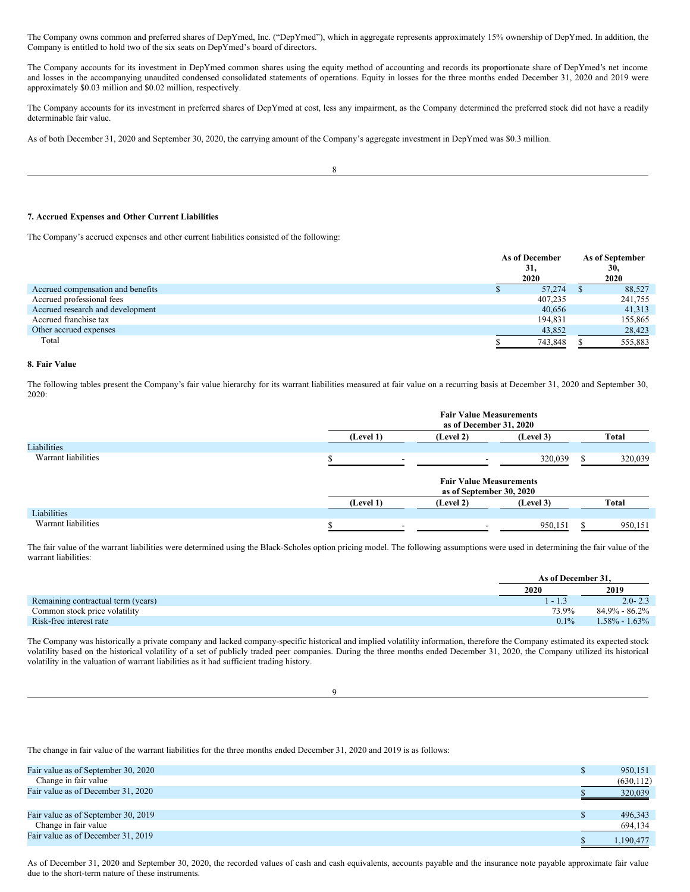The Company owns common and preferred shares of DepYmed, Inc. ("DepYmed"), which in aggregate represents approximately 15% ownership of DepYmed. In addition, the Company is entitled to hold two of the six seats on DepYmed's board of directors.

The Company accounts for its investment in DepYmed common shares using the equity method of accounting and records its proportionate share of DepYmed's net income and losses in the accompanying unaudited condensed consolidated statements of operations. Equity in losses for the three months ended December 31, 2020 and 2019 were approximately $0.03 million and $0.02 million, respectively.

The Company accounts for its investment in preferred shares of DepYmed at cost, less any impairment, as the Company determined the preferred stock did not have a readily determinable fair value.

As of both December 31, 2020 and September 30, 2020, the carrying amount of the Company's aggregate investment in DepYmed was $0.3 million.

### 7. Accrued Expenses and Other Current Liabilities

The Company's accrued expenses and other current liabilities consisted of the following:

| | As of December 31, 2020 | As of September 30, 2020 |
|---|---|---|
| Accrued compensation and benefits | $ 57,274 | $ 88,527 |
| Accrued professional fees | 407,235 | 241,755 |
| Accrued research and development | 40,656 | 41,313 |
| Accrued franchise tax | 194,831 | 155,865 |
| Other accrued expenses | 43,852 | 28,423 |
| Total | $ 743,848 | $ 555,883 |

### 8. Fair Value

The following tables present the Company's fair value hierarchy for its warrant liabilities measured at fair value on a recurring basis at December 31, 2020 and September 30, 2020:

| | Fair Value Measurements as of December 31, 2020 | | | |
|---|---|---|---|---|
| | (Level 1) | (Level 2) | (Level 3) | Total |
| Liabilities | | | | |
| Warrant liabilities | $ - | - | 320,039 | $ 320,039 |

| | Fair Value Measurements as of September 30, 2020 | | | |
|---|---|---|---|---|
| | (Level 1) | (Level 2) | (Level 3) | Total |
| Liabilities | | | | |
| Warrant liabilities | $ - | - | 950,151 | $ 950,151 |

The fair value of the warrant liabilities were determined using the Black-Scholes option pricing model. The following assumptions were used in determining the fair value of the warrant liabilities:

| | As of December 31, | |
|---|---|---|
| | 2020 | 2019 |
| Remaining contractual term (years) | 1 - 1.3 | 2.0- 2.3 |
| Common stock price volatility | 73.9% | 84.9% - 86.2% |
| Risk-free interest rate | 0.1% | 1.58% - 1.63% |

The Company was historically a private company and lacked company-specific historical and implied volatility information, therefore the Company estimated its expected stock volatility based on the historical volatility of a set of publicly traded peer companies. During the three months ended December 31, 2020, the Company utilized its historical volatility in the valuation of warrant liabilities as it had sufficient trading history.

The change in fair value of the warrant liabilities for the three months ended December 31, 2020 and 2019 is as follows:

| | |
|---|---|
| Fair value as of September 30, 2020 | $ 950,151 |
| Change in fair value | (630,112) |
| Fair value as of December 31, 2020 | $ 320,039 |
| | |
| Fair value as of September 30, 2019 | $ 496,343 |
| Change in fair value | 694,134 |
| Fair value as of December 31, 2019 | $ 1,190,477 |

As of December 31, 2020 and September 30, 2020, the recorded values of cash and cash equivalents, accounts payable and the insurance note payable approximate fair value due to the short-term nature of these instruments.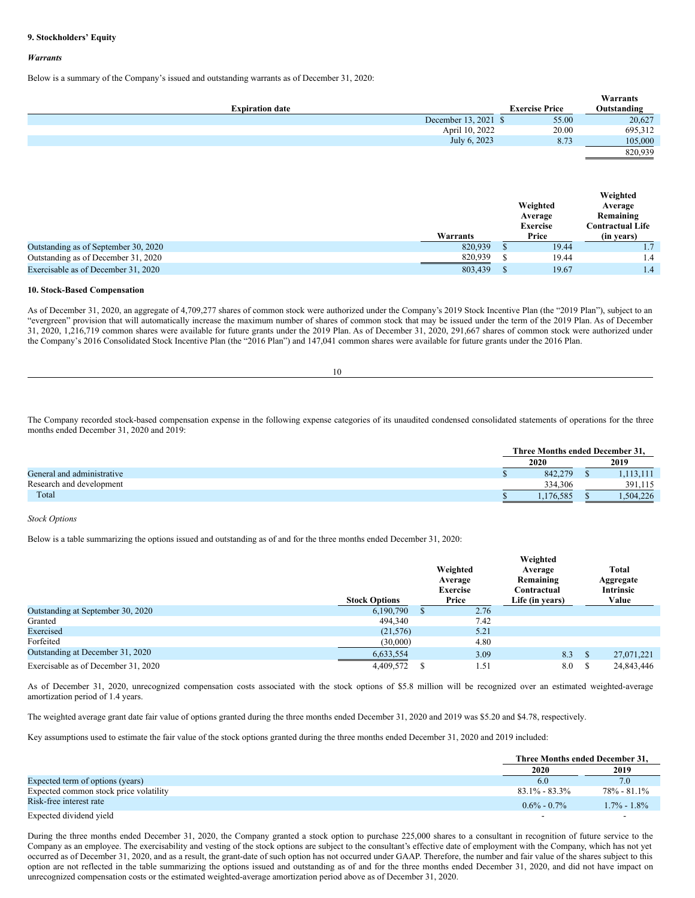### 9. Stockholders' Equity

*Warrants*

Below is a summary of the Company's issued and outstanding warrants as of December 31, 2020:

| Expiration date | Exercise Price | Warrants Outstanding |
|---|---|---|
| December 13, 2021 | $ 55.00 | 20,627 |
| April 10, 2022 | 20.00 | 695,312 |
| July 6, 2023 | 8.73 | 105,000 |
| | | 820,939 |

| | Warrants | Weighted Average Exercise Price | Weighted Average Remaining Contractual Life (in years) |
|---|---|---|---|
| Outstanding as of September 30, 2020 | 820,939 | $ 19.44 | 1.7 |
| Outstanding as of December 31, 2020 | 820,939 | $ 19.44 | 1.4 |
| Exercisable as of December 31, 2020 | 803,439 | $ 19.67 | 1.4 |

### 10. Stock-Based Compensation

As of December 31, 2020, an aggregate of 4,709,277 shares of common stock were authorized under the Company's 2019 Stock Incentive Plan (the "2019 Plan"), subject to an "evergreen" provision that will automatically increase the maximum number of shares of common stock that may be issued under the term of the 2019 Plan. As of December 31, 2020, 1,216,719 common shares were available for future grants under the 2019 Plan. As of December 31, 2020, 291,667 shares of common stock were authorized under the Company's 2016 Consolidated Stock Incentive Plan (the "2016 Plan") and 147,041 common shares were available for future grants under the 2016 Plan.

The Company recorded stock-based compensation expense in the following expense categories of its unaudited condensed consolidated statements of operations for the three months ended December 31, 2020 and 2019:

| | Three Months ended December 31, | |
|---|---|---|
| | 2020 | 2019 |
| General and administrative | $ 842,279 | $ 1,113,111 |
| Research and development | 334,306 | 391,115 |
| Total | $ 1,176,585 | $ 1,504,226 |

*Stock Options*

Below is a table summarizing the options issued and outstanding as of and for the three months ended December 31, 2020:

| | Stock Options | Weighted Average Exercise Price | Weighted Average Remaining Contractual Life (in years) | Total Aggregate Intrinsic Value |
|---|---|---|---|---|
| Outstanding at September 30, 2020 | 6,190,790 | $ 2.76 | | |
| Granted | 494,340 | 7.42 | | |
| Exercised | (21,576) | 5.21 | | |
| Forfeited | (30,000) | 4.80 | | |
| Outstanding at December 31, 2020 | 6,633,554 | 3.09 | 8.3 | $ 27,071,221 |
| Exercisable as of December 31, 2020 | 4,409,572 | $ 1.51 | 8.0 | $ 24,843,446 |

As of December 31, 2020, unrecognized compensation costs associated with the stock options of $5.8 million will be recognized over an estimated weighted-average amortization period of 1.4 years.

The weighted average grant date fair value of options granted during the three months ended December 31, 2020 and 2019 was $5.20 and $4.78, respectively.

Key assumptions used to estimate the fair value of the stock options granted during the three months ended December 31, 2020 and 2019 included:

| | Three Months ended December 31, | |
|---|---|---|
| | 2020 | 2019 |
| Expected term of options (years) | 6.0 | 7.0 |
| Expected common stock price volatility | 83.1% - 83.3% | 78% - 81.1% |
| Risk-free interest rate | 0.6% - 0.7% | 1.7% - 1.8% |
| Expected dividend yield | - | - |

During the three months ended December 31, 2020, the Company granted a stock option to purchase 225,000 shares to a consultant in recognition of future service to the Company as an employee. The exercisability and vesting of the stock options are subject to the consultant's effective date of employment with the Company, which has not yet occurred as of December 31, 2020, and as a result, the grant-date of such option has not occurred under GAAP. Therefore, the number and fair value of the shares subject to this option are not reflected in the table summarizing the options issued and outstanding as of and for the three months ended December 31, 2020, and did not have impact on unrecognized compensation costs or the estimated weighted-average amortization period above as of December 31, 2020.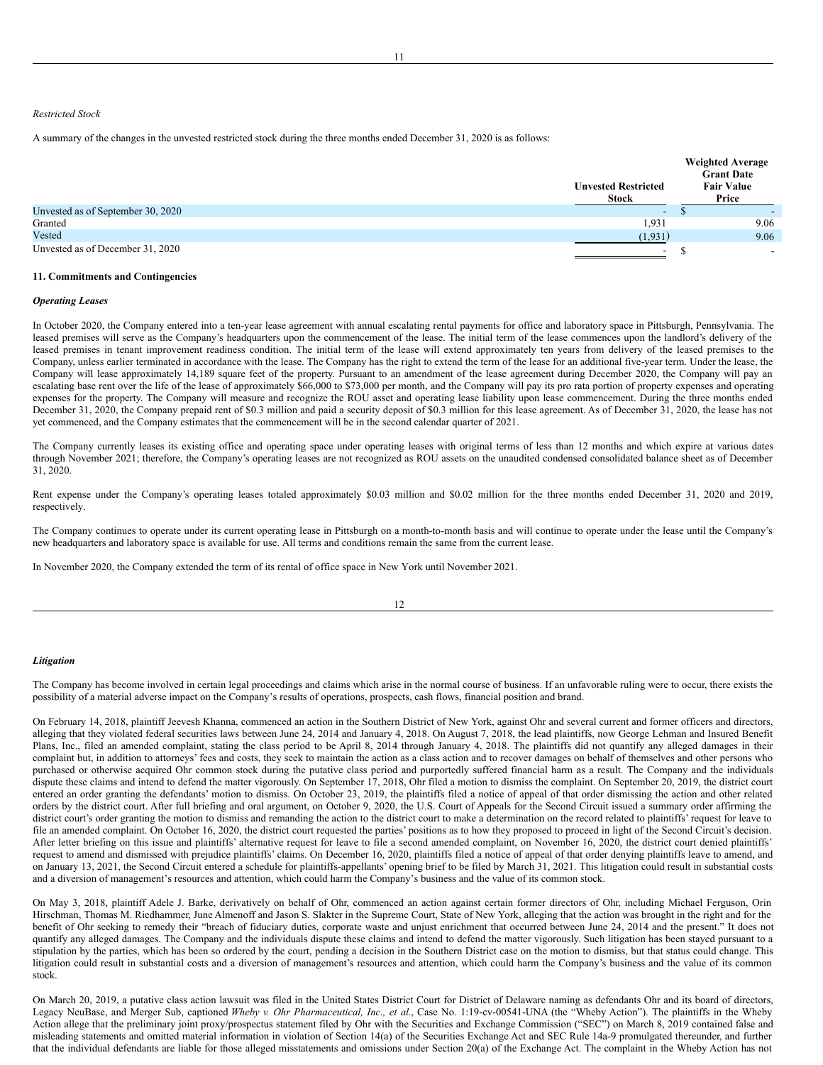*Restricted Stock*

A summary of the changes in the unvested restricted stock during the three months ended December 31, 2020 is as follows:

| | Unvested Restricted Stock | Weighted Average Grant Date Fair Value Price |
|---|---|---|
| Unvested as of September 30, 2020 | - | $ - |
| Granted | 1,931 | 9.06 |
| Vested | (1,931) | 9.06 |
| Unvested as of December 31, 2020 | - | $ - |

**11. Commitments and Contingencies**

***Operating Leases***

In October 2020, the Company entered into a ten-year lease agreement with annual escalating rental payments for office and laboratory space in Pittsburgh, Pennsylvania. The leased premises will serve as the Company's headquarters upon the commencement of the lease. The initial term of the lease commences upon the landlord's delivery of the leased premises in tenant improvement readiness condition. The initial term of the lease will extend approximately ten years from delivery of the leased premises to the Company, unless earlier terminated in accordance with the lease. The Company has the right to extend the term of the lease for an additional five-year term. Under the lease, the Company will lease approximately 14,189 square feet of the property. Pursuant to an amendment of the lease agreement during December 2020, the Company will pay an escalating base rent over the life of the lease of approximately $66,000 to $73,000 per month, and the Company will pay its pro rata portion of property expenses and operating expenses for the property. The Company will measure and recognize the ROU asset and operating lease liability upon lease commencement. During the three months ended December 31, 2020, the Company prepaid rent of $0.3 million and paid a security deposit of $0.3 million for this lease agreement. As of December 31, 2020, the lease has not yet commenced, and the Company estimates that the commencement will be in the second calendar quarter of 2021.

The Company currently leases its existing office and operating space under operating leases with original terms of less than 12 months and which expire at various dates through November 2021; therefore, the Company's operating leases are not recognized as ROU assets on the unaudited condensed consolidated balance sheet as of December 31, 2020.

Rent expense under the Company's operating leases totaled approximately $0.03 million and $0.02 million for the three months ended December 31, 2020 and 2019, respectively.

The Company continues to operate under its current operating lease in Pittsburgh on a month-to-month basis and will continue to operate under the lease until the Company's new headquarters and laboratory space is available for use. All terms and conditions remain the same from the current lease.

In November 2020, the Company extended the term of its rental of office space in New York until November 2021.

***Litigation***

The Company has become involved in certain legal proceedings and claims which arise in the normal course of business. If an unfavorable ruling were to occur, there exists the possibility of a material adverse impact on the Company's results of operations, prospects, cash flows, financial position and brand.

On February 14, 2018, plaintiff Jeevesh Khanna, commenced an action in the Southern District of New York, against Ohr and several current and former officers and directors, alleging that they violated federal securities laws between June 24, 2014 and January 4, 2018. On August 7, 2018, the lead plaintiffs, now George Lehman and Insured Benefit Plans, Inc., filed an amended complaint, stating the class period to be April 8, 2014 through January 4, 2018. The plaintiffs did not quantify any alleged damages in their complaint but, in addition to attorneys' fees and costs, they seek to maintain the action as a class action and to recover damages on behalf of themselves and other persons who purchased or otherwise acquired Ohr common stock during the putative class period and purportedly suffered financial harm as a result. The Company and the individuals dispute these claims and intend to defend the matter vigorously. On September 17, 2018, Ohr filed a motion to dismiss the complaint. On September 20, 2019, the district court entered an order granting the defendants' motion to dismiss. On October 23, 2019, the plaintiffs filed a notice of appeal of that order dismissing the action and other related orders by the district court. After full briefing and oral argument, on October 9, 2020, the U.S. Court of Appeals for the Second Circuit issued a summary order affirming the district court's order granting the motion to dismiss and remanding the action to the district court to make a determination on the record related to plaintiffs' request for leave to file an amended complaint. On October 16, 2020, the district court requested the parties' positions as to how they proposed to proceed in light of the Second Circuit's decision. After letter briefing on this issue and plaintiffs' alternative request for leave to file a second amended complaint, on November 16, 2020, the district court denied plaintiffs' request to amend and dismissed with prejudice plaintiffs' claims. On December 16, 2020, plaintiffs filed a notice of appeal of that order denying plaintiffs leave to amend, and on January 13, 2021, the Second Circuit entered a schedule for plaintiffs-appellants' opening brief to be filed by March 31, 2021. This litigation could result in substantial costs and a diversion of management's resources and attention, which could harm the Company's business and the value of its common stock.

On May 3, 2018, plaintiff Adele J. Barke, derivatively on behalf of Ohr, commenced an action against certain former directors of Ohr, including Michael Ferguson, Orin Hirschman, Thomas M. Riedhammer, June Almenoff and Jason S. Slakter in the Supreme Court, State of New York, alleging that the action was brought in the right and for the benefit of Ohr seeking to remedy their "breach of fiduciary duties, corporate waste and unjust enrichment that occurred between June 24, 2014 and the present." It does not quantify any alleged damages. The Company and the individuals dispute these claims and intend to defend the matter vigorously. Such litigation has been stayed pursuant to a stipulation by the parties, which has been so ordered by the court, pending a decision in the Southern District case on the motion to dismiss, but that status could change. This litigation could result in substantial costs and a diversion of management's resources and attention, which could harm the Company's business and the value of its common stock.

On March 20, 2019, a putative class action lawsuit was filed in the United States District Court for District of Delaware naming as defendants Ohr and its board of directors, Legacy NeuBase, and Merger Sub, captioned *Wheby v. Ohr Pharmaceutical, Inc., et al*., Case No. 1:19-cv-00541-UNA (the "Wheby Action"). The plaintiffs in the Wheby Action allege that the preliminary joint proxy/prospectus statement filed by Ohr with the Securities and Exchange Commission ("SEC") on March 8, 2019 contained false and misleading statements and omitted material information in violation of Section 14(a) of the Securities Exchange Act and SEC Rule 14a-9 promulgated thereunder, and further that the individual defendants are liable for those alleged misstatements and omissions under Section 20(a) of the Exchange Act. The complaint in the Wheby Action has not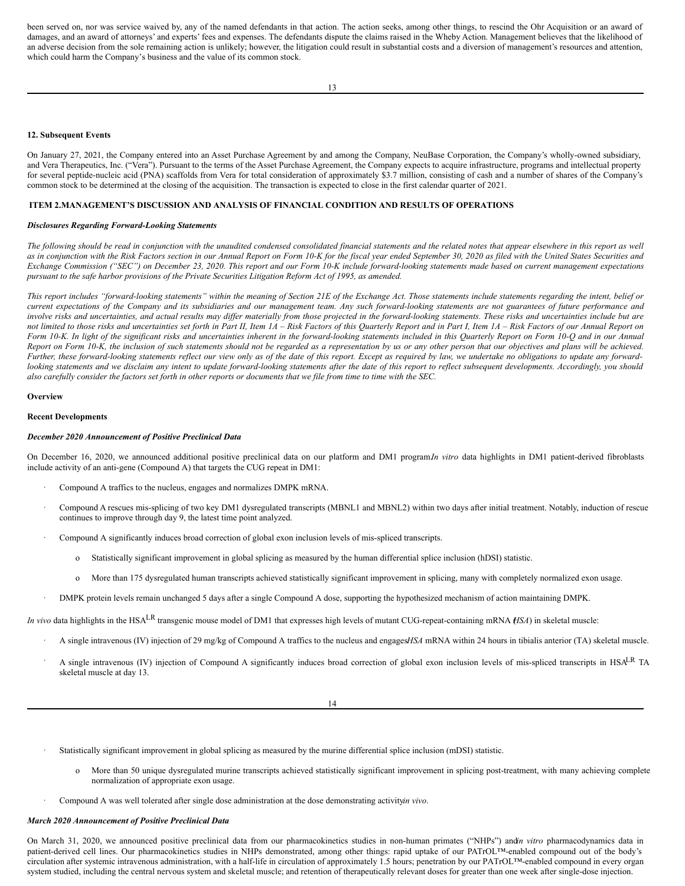been served on, nor was service waived by, any of the named defendants in that action. The action seeks, among other things, to rescind the Ohr Acquisition or an award of damages, and an award of attorneys' and experts' fees and expenses. The defendants dispute the claims raised in the Wheby Action. Management believes that the likelihood of an adverse decision from the sole remaining action is unlikely; however, the litigation could result in substantial costs and a diversion of management's resources and attention, which could harm the Company's business and the value of its common stock.

**12. Subsequent Events**

On January 27, 2021, the Company entered into an Asset Purchase Agreement by and among the Company, NeuBase Corporation, the Company's wholly-owned subsidiary, and Vera Therapeutics, Inc. ("Vera"). Pursuant to the terms of the Asset Purchase Agreement, the Company expects to acquire infrastructure, programs and intellectual property for several peptide-nucleic acid (PNA) scaffolds from Vera for total consideration of approximately $3.7 million, consisting of cash and a number of shares of the Company's common stock to be determined at the closing of the acquisition. The transaction is expected to close in the first calendar quarter of 2021.

## ITEM 2.MANAGEMENT'S DISCUSSION AND ANALYSIS OF FINANCIAL CONDITION AND RESULTS OF OPERATIONS

***Disclosures Regarding Forward-Looking Statements***

*The following should be read in conjunction with the unaudited condensed consolidated financial statements and the related notes that appear elsewhere in this report as well as in conjunction with the Risk Factors section in our Annual Report on Form 10-K for the fiscal year ended September 30, 2020 as filed with the United States Securities and Exchange Commission ("SEC") on December 23, 2020. This report and our Form 10-K include forward-looking statements made based on current management expectations pursuant to the safe harbor provisions of the Private Securities Litigation Reform Act of 1995, as amended.*

*This report includes "forward-looking statements" within the meaning of Section 21E of the Exchange Act. Those statements include statements regarding the intent, belief or current expectations of the Company and its subsidiaries and our management team. Any such forward-looking statements are not guarantees of future performance and involve risks and uncertainties, and actual results may differ materially from those projected in the forward-looking statements. These risks and uncertainties include but are not limited to those risks and uncertainties set forth in Part II, Item 1A – Risk Factors of this Quarterly Report and in Part I, Item 1A – Risk Factors of our Annual Report on Form 10-K. In light of the significant risks and uncertainties inherent in the forward-looking statements included in this Quarterly Report on Form 10-Q and in our Annual Report on Form 10-K, the inclusion of such statements should not be regarded as a representation by us or any other person that our objectives and plans will be achieved. Further, these forward-looking statements reflect our view only as of the date of this report. Except as required by law, we undertake no obligations to update any forward-looking statements and we disclaim any intent to update forward-looking statements after the date of this report to reflect subsequent developments. Accordingly, you should also carefully consider the factors set forth in other reports or documents that we file from time to time with the SEC.*

**Overview**

**Recent Developments**

***December 2020 Announcement of Positive Preclinical Data***

On December 16, 2020, we announced additional positive preclinical data on our platform and DM1 program. *In vitro* data highlights in DM1 patient-derived fibroblasts include activity of an anti-gene (Compound A) that targets the CUG repeat in DM1:

- Compound A traffics to the nucleus, engages and normalizes DMPK mRNA.
- Compound A rescues mis-splicing of two key DM1 dysregulated transcripts (MBNL1 and MBNL2) within two days after initial treatment. Notably, induction of rescue continues to improve through day 9, the latest time point analyzed.
- Compound A significantly induces broad correction of global exon inclusion levels of mis-spliced transcripts.
  - Statistically significant improvement in global splicing as measured by the human differential splice inclusion (hDSI) statistic.
  - More than 175 dysregulated human transcripts achieved statistically significant improvement in splicing, many with completely normalized exon usage.
- DMPK protein levels remain unchanged 5 days after a single Compound A dose, supporting the hypothesized mechanism of action maintaining DMPK.

*In vivo* data highlights in the HSA[LR] transgenic mouse model of DM1 that expresses high levels of mutant CUG-repeat-containing mRNA (*HSA*) in skeletal muscle:

- A single intravenous (IV) injection of 29 mg/kg of Compound A traffics to the nucleus and engages *HSA* mRNA within 24 hours in tibialis anterior (TA) skeletal muscle.
- A single intravenous (IV) injection of Compound A significantly induces broad correction of global exon inclusion levels of mis-spliced transcripts in HSA[LR] TA skeletal muscle at day 13.
- Statistically significant improvement in global splicing as measured by the murine differential splice inclusion (mDSI) statistic.
  - More than 50 unique dysregulated murine transcripts achieved statistically significant improvement in splicing post-treatment, with many achieving complete normalization of appropriate exon usage.
- Compound A was well tolerated after single dose administration at the dose demonstrating activity *in vivo*.

***March 2020 Announcement of Positive Preclinical Data***

On March 31, 2020, we announced positive preclinical data from our pharmacokinetics studies in non-human primates ("NHPs") and *in vitro* pharmacodynamics data in patient-derived cell lines. Our pharmacokinetics studies in NHPs demonstrated, among other things: rapid uptake of our PATrOL™-enabled compound out of the body's circulation after systemic intravenous administration, with a half-life in circulation of approximately 1.5 hours; penetration by our PATrOL™-enabled compound in every organ system studied, including the central nervous system and skeletal muscle; and retention of therapeutically relevant doses for greater than one week after single-dose injection.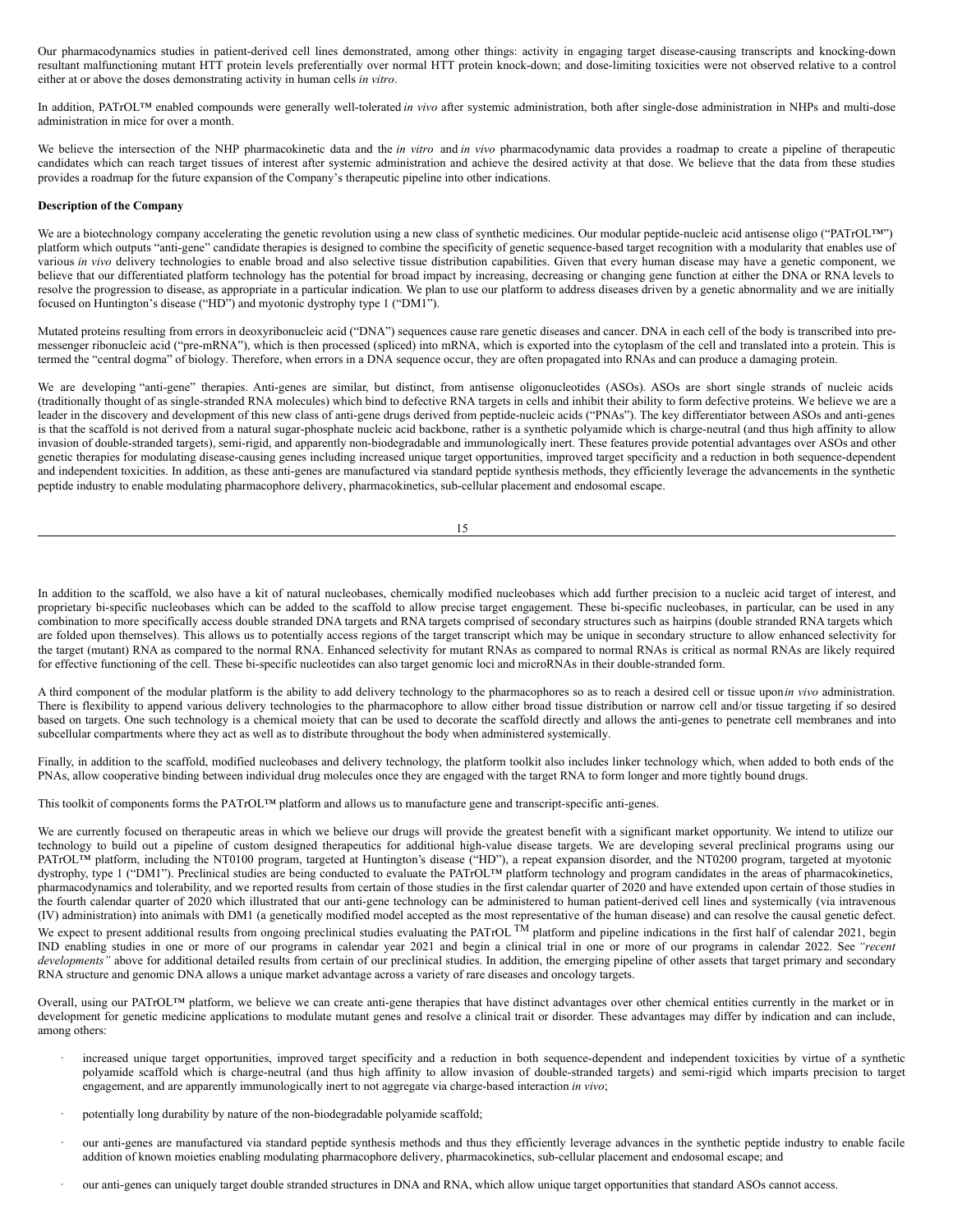Our pharmacodynamics studies in patient-derived cell lines demonstrated, among other things: activity in engaging target disease-causing transcripts and knocking-down resultant malfunctioning mutant HTT protein levels preferentially over normal HTT protein knock-down; and dose-limiting toxicities were not observed relative to a control either at or above the doses demonstrating activity in human cells *in vitro*.

In addition, PATrOL™ enabled compounds were generally well-tolerated *in vivo* after systemic administration, both after single-dose administration in NHPs and multi-dose administration in mice for over a month.

We believe the intersection of the NHP pharmacokinetic data and the *in vitro* and *in vivo* pharmacodynamic data provides a roadmap to create a pipeline of therapeutic candidates which can reach target tissues of interest after systemic administration and achieve the desired activity at that dose. We believe that the data from these studies provides a roadmap for the future expansion of the Company's therapeutic pipeline into other indications.

**Description of the Company**

We are a biotechnology company accelerating the genetic revolution using a new class of synthetic medicines. Our modular peptide-nucleic acid antisense oligo ("PATrOL™") platform which outputs "anti-gene" candidate therapies is designed to combine the specificity of genetic sequence-based target recognition with a modularity that enables use of various *in vivo* delivery technologies to enable broad and also selective tissue distribution capabilities. Given that every human disease may have a genetic component, we believe that our differentiated platform technology has the potential for broad impact by increasing, decreasing or changing gene function at either the DNA or RNA levels to resolve the progression to disease, as appropriate in a particular indication. We plan to use our platform to address diseases driven by a genetic abnormality and we are initially focused on Huntington's disease ("HD") and myotonic dystrophy type 1 ("DM1").

Mutated proteins resulting from errors in deoxyribonucleic acid ("DNA") sequences cause rare genetic diseases and cancer. DNA in each cell of the body is transcribed into pre-messenger ribonucleic acid ("pre-mRNA"), which is then processed (spliced) into mRNA, which is exported into the cytoplasm of the cell and translated into a protein. This is termed the "central dogma" of biology. Therefore, when errors in a DNA sequence occur, they are often propagated into RNAs and can produce a damaging protein.

We are developing "anti-gene" therapies. Anti-genes are similar, but distinct, from antisense oligonucleotides (ASOs). ASOs are short single strands of nucleic acids (traditionally thought of as single-stranded RNA molecules) which bind to defective RNA targets in cells and inhibit their ability to form defective proteins. We believe we are a leader in the discovery and development of this new class of anti-gene drugs derived from peptide-nucleic acids ("PNAs"). The key differentiator between ASOs and anti-genes is that the scaffold is not derived from a natural sugar-phosphate nucleic acid backbone, rather is a synthetic polyamide which is charge-neutral (and thus high affinity to allow invasion of double-stranded targets), semi-rigid, and apparently non-biodegradable and immunologically inert. These features provide potential advantages over ASOs and other genetic therapies for modulating disease-causing genes including increased unique target opportunities, improved target specificity and a reduction in both sequence-dependent and independent toxicities. In addition, as these anti-genes are manufactured via standard peptide synthesis methods, they efficiently leverage the advancements in the synthetic peptide industry to enable modulating pharmacophore delivery, pharmacokinetics, sub-cellular placement and endosomal escape.

In addition to the scaffold, we also have a kit of natural nucleobases, chemically modified nucleobases which add further precision to a nucleic acid target of interest, and proprietary bi-specific nucleobases which can be added to the scaffold to allow precise target engagement. These bi-specific nucleobases, in particular, can be used in any combination to more specifically access double stranded DNA targets and RNA targets comprised of secondary structures such as hairpins (double stranded RNA targets which are folded upon themselves). This allows us to potentially access regions of the target transcript which may be unique in secondary structure to allow enhanced selectivity for the target (mutant) RNA as compared to the normal RNA. Enhanced selectivity for mutant RNAs as compared to normal RNAs is critical as normal RNAs are likely required for effective functioning of the cell. These bi-specific nucleotides can also target genomic loci and microRNAs in their double-stranded form.

A third component of the modular platform is the ability to add delivery technology to the pharmacophores so as to reach a desired cell or tissue upon *in vivo* administration. There is flexibility to append various delivery technologies to the pharmacophore to allow either broad tissue distribution or narrow cell and/or tissue targeting if so desired based on targets. One such technology is a chemical moiety that can be used to decorate the scaffold directly and allows the anti-genes to penetrate cell membranes and into subcellular compartments where they act as well as to distribute throughout the body when administered systemically.

Finally, in addition to the scaffold, modified nucleobases and delivery technology, the platform toolkit also includes linker technology which, when added to both ends of the PNAs, allow cooperative binding between individual drug molecules once they are engaged with the target RNA to form longer and more tightly bound drugs.

This toolkit of components forms the PATrOL™ platform and allows us to manufacture gene and transcript-specific anti-genes.

We are currently focused on therapeutic areas in which we believe our drugs will provide the greatest benefit with a significant market opportunity. We intend to utilize our technology to build out a pipeline of custom designed therapeutics for additional high-value disease targets. We are developing several preclinical programs using our PATrOL™ platform, including the NT0100 program, targeted at Huntington's disease ("HD"), a repeat expansion disorder, and the NT0200 program, targeted at myotonic dystrophy, type 1 ("DM1"). Preclinical studies are being conducted to evaluate the PATrOL™ platform technology and program candidates in the areas of pharmacokinetics, pharmacodynamics and tolerability, and we reported results from certain of those studies in the first calendar quarter of 2020 and have extended upon certain of those studies in the fourth calendar quarter of 2020 which illustrated that our anti-gene technology can be administered to human patient-derived cell lines and systemically (via intravenous (IV) administration) into animals with DM1 (a genetically modified model accepted as the most representative of the human disease) and can resolve the causal genetic defect. We expect to present additional results from ongoing preclinical studies evaluating the PATrOL ™ platform and pipeline indications in the first half of calendar 2021, begin IND enabling studies in one or more of our programs in calendar year 2021 and begin a clinical trial in one or more of our programs in calendar 2022. See *"recent developments"* above for additional detailed results from certain of our preclinical studies. In addition, the emerging pipeline of other assets that target primary and secondary RNA structure and genomic DNA allows a unique market advantage across a variety of rare diseases and oncology targets.

Overall, using our PATrOL™ platform, we believe we can create anti-gene therapies that have distinct advantages over other chemical entities currently in the market or in development for genetic medicine applications to modulate mutant genes and resolve a clinical trait or disorder. These advantages may differ by indication and can include, among others:

- increased unique target opportunities, improved target specificity and a reduction in both sequence-dependent and independent toxicities by virtue of a synthetic polyamide scaffold which is charge-neutral (and thus high affinity to allow invasion of double-stranded targets) and semi-rigid which imparts precision to target engagement, and are apparently immunologically inert to not aggregate via charge-based interaction *in vivo*;

- potentially long durability by nature of the non-biodegradable polyamide scaffold;

- our anti-genes are manufactured via standard peptide synthesis methods and thus they efficiently leverage advances in the synthetic peptide industry to enable facile addition of known moieties enabling modulating pharmacophore delivery, pharmacokinetics, sub-cellular placement and endosomal escape; and

- our anti-genes can uniquely target double stranded structures in DNA and RNA, which allow unique target opportunities that standard ASOs cannot access.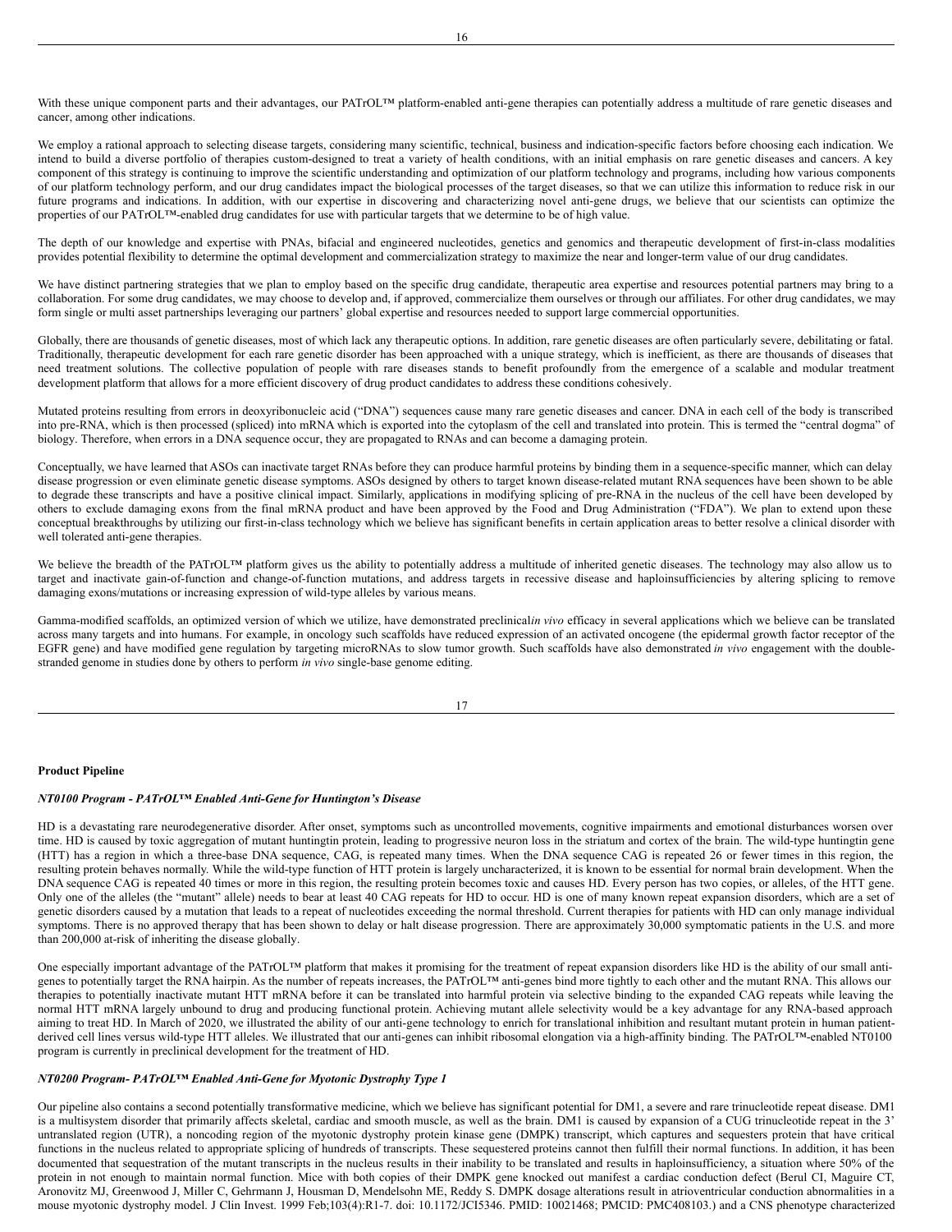With these unique component parts and their advantages, our PATrOL™ platform-enabled anti-gene therapies can potentially address a multitude of rare genetic diseases and cancer, among other indications.

We employ a rational approach to selecting disease targets, considering many scientific, technical, business and indication-specific factors before choosing each indication. We intend to build a diverse portfolio of therapies custom-designed to treat a variety of health conditions, with an initial emphasis on rare genetic diseases and cancers. A key component of this strategy is continuing to improve the scientific understanding and optimization of our platform technology and programs, including how various components of our platform technology perform, and our drug candidates impact the biological processes of the target diseases, so that we can utilize this information to reduce risk in our future programs and indications. In addition, with our expertise in discovering and characterizing novel anti-gene drugs, we believe that our scientists can optimize the properties of our PATrOL™-enabled drug candidates for use with particular targets that we determine to be of high value.

The depth of our knowledge and expertise with PNAs, bifacial and engineered nucleotides, genetics and genomics and therapeutic development of first-in-class modalities provides potential flexibility to determine the optimal development and commercialization strategy to maximize the near and longer-term value of our drug candidates.

We have distinct partnering strategies that we plan to employ based on the specific drug candidate, therapeutic area expertise and resources potential partners may bring to a collaboration. For some drug candidates, we may choose to develop and, if approved, commercialize them ourselves or through our affiliates. For other drug candidates, we may form single or multi asset partnerships leveraging our partners' global expertise and resources needed to support large commercial opportunities.

Globally, there are thousands of genetic diseases, most of which lack any therapeutic options. In addition, rare genetic diseases are often particularly severe, debilitating or fatal. Traditionally, therapeutic development for each rare genetic disorder has been approached with a unique strategy, which is inefficient, as there are thousands of diseases that need treatment solutions. The collective population of people with rare diseases stands to benefit profoundly from the emergence of a scalable and modular treatment development platform that allows for a more efficient discovery of drug product candidates to address these conditions cohesively.

Mutated proteins resulting from errors in deoxyribonucleic acid ("DNA") sequences cause many rare genetic diseases and cancer. DNA in each cell of the body is transcribed into pre-RNA, which is then processed (spliced) into mRNA which is exported into the cytoplasm of the cell and translated into protein. This is termed the "central dogma" of biology. Therefore, when errors in a DNA sequence occur, they are propagated to RNAs and can become a damaging protein.

Conceptually, we have learned that ASOs can inactivate target RNAs before they can produce harmful proteins by binding them in a sequence-specific manner, which can delay disease progression or even eliminate genetic disease symptoms. ASOs designed by others to target known disease-related mutant RNA sequences have been shown to be able to degrade these transcripts and have a positive clinical impact. Similarly, applications in modifying splicing of pre-RNA in the nucleus of the cell have been developed by others to exclude damaging exons from the final mRNA product and have been approved by the Food and Drug Administration ("FDA"). We plan to extend upon these conceptual breakthroughs by utilizing our first-in-class technology which we believe has significant benefits in certain application areas to better resolve a clinical disorder with well tolerated anti-gene therapies.

We believe the breadth of the PATrOL™ platform gives us the ability to potentially address a multitude of inherited genetic diseases. The technology may also allow us to target and inactivate gain-of-function and change-of-function mutations, and address targets in recessive disease and haploinsufficiencies by altering splicing to remove damaging exons/mutations or increasing expression of wild-type alleles by various means.

Gamma-modified scaffolds, an optimized version of which we utilize, have demonstrated preclinical *in vivo* efficacy in several applications which we believe can be translated across many targets and into humans. For example, in oncology such scaffolds have reduced expression of an activated oncogene (the epidermal growth factor receptor of the EGFR gene) and have modified gene regulation by targeting microRNAs to slow tumor growth. Such scaffolds have also demonstrated *in vivo* engagement with the double-stranded genome in studies done by others to perform *in vivo* single-base genome editing.

## Product Pipeline

### *NT0100 Program - PATrOL™ Enabled Anti-Gene for Huntington's Disease*

HD is a devastating rare neurodegenerative disorder. After onset, symptoms such as uncontrolled movements, cognitive impairments and emotional disturbances worsen over time. HD is caused by toxic aggregation of mutant huntingtin protein, leading to progressive neuron loss in the striatum and cortex of the brain. The wild-type huntingtin gene (HTT) has a region in which a three-base DNA sequence, CAG, is repeated many times. When the DNA sequence CAG is repeated 26 or fewer times in this region, the resulting protein behaves normally. While the wild-type function of HTT protein is largely uncharacterized, it is known to be essential for normal brain development. When the DNA sequence CAG is repeated 40 times or more in this region, the resulting protein becomes toxic and causes HD. Every person has two copies, or alleles, of the HTT gene. Only one of the alleles (the "mutant" allele) needs to bear at least 40 CAG repeats for HD to occur. HD is one of many known repeat expansion disorders, which are a set of genetic disorders caused by a mutation that leads to a repeat of nucleotides exceeding the normal threshold. Current therapies for patients with HD can only manage individual symptoms. There is no approved therapy that has been shown to delay or halt disease progression. There are approximately 30,000 symptomatic patients in the U.S. and more than 200,000 at-risk of inheriting the disease globally.

One especially important advantage of the PATrOL™ platform that makes it promising for the treatment of repeat expansion disorders like HD is the ability of our small anti-genes to potentially target the RNA hairpin. As the number of repeats increases, the PATrOL™ anti-genes bind more tightly to each other and the mutant RNA. This allows our therapies to potentially inactivate mutant HTT mRNA before it can be translated into harmful protein via selective binding to the expanded CAG repeats while leaving the normal HTT mRNA largely unbound to drug and producing functional protein. Achieving mutant allele selectivity would be a key advantage for any RNA-based approach aiming to treat HD. In March of 2020, we illustrated the ability of our anti-gene technology to enrich for translational inhibition and resultant mutant protein in human patient-derived cell lines versus wild-type HTT alleles. We illustrated that our anti-genes can inhibit ribosomal elongation via a high-affinity binding. The PATrOL™-enabled NT0100 program is currently in preclinical development for the treatment of HD.

### *NT0200 Program- PATrOL™ Enabled Anti-Gene for Myotonic Dystrophy Type 1*

Our pipeline also contains a second potentially transformative medicine, which we believe has significant potential for DM1, a severe and rare trinucleotide repeat disease. DM1 is a multisystem disorder that primarily affects skeletal, cardiac and smooth muscle, as well as the brain. DM1 is caused by expansion of a CUG trinucleotide repeat in the 3' untranslated region (UTR), a noncoding region of the myotonic dystrophy protein kinase gene (DMPK) transcript, which captures and sequesters protein that have critical functions in the nucleus related to appropriate splicing of hundreds of transcripts. These sequestered proteins cannot then fulfill their normal functions. In addition, it has been documented that sequestration of the mutant transcripts in the nucleus results in their inability to be translated and results in haploinsufficiency, a situation where 50% of the protein in not enough to maintain normal function. Mice with both copies of their DMPK gene knocked out manifest a cardiac conduction defect (Berul CI, Maguire CT, Aronovitz MJ, Greenwood J, Miller C, Gehrmann J, Housman D, Mendelsohn ME, Reddy S. DMPK dosage alterations result in atrioventricular conduction abnormalities in a mouse myotonic dystrophy model. J Clin Invest. 1999 Feb;103(4):R1-7. doi: 10.1172/JCI5346. PMID: 10021468; PMCID: PMC408103.) and a CNS phenotype characterized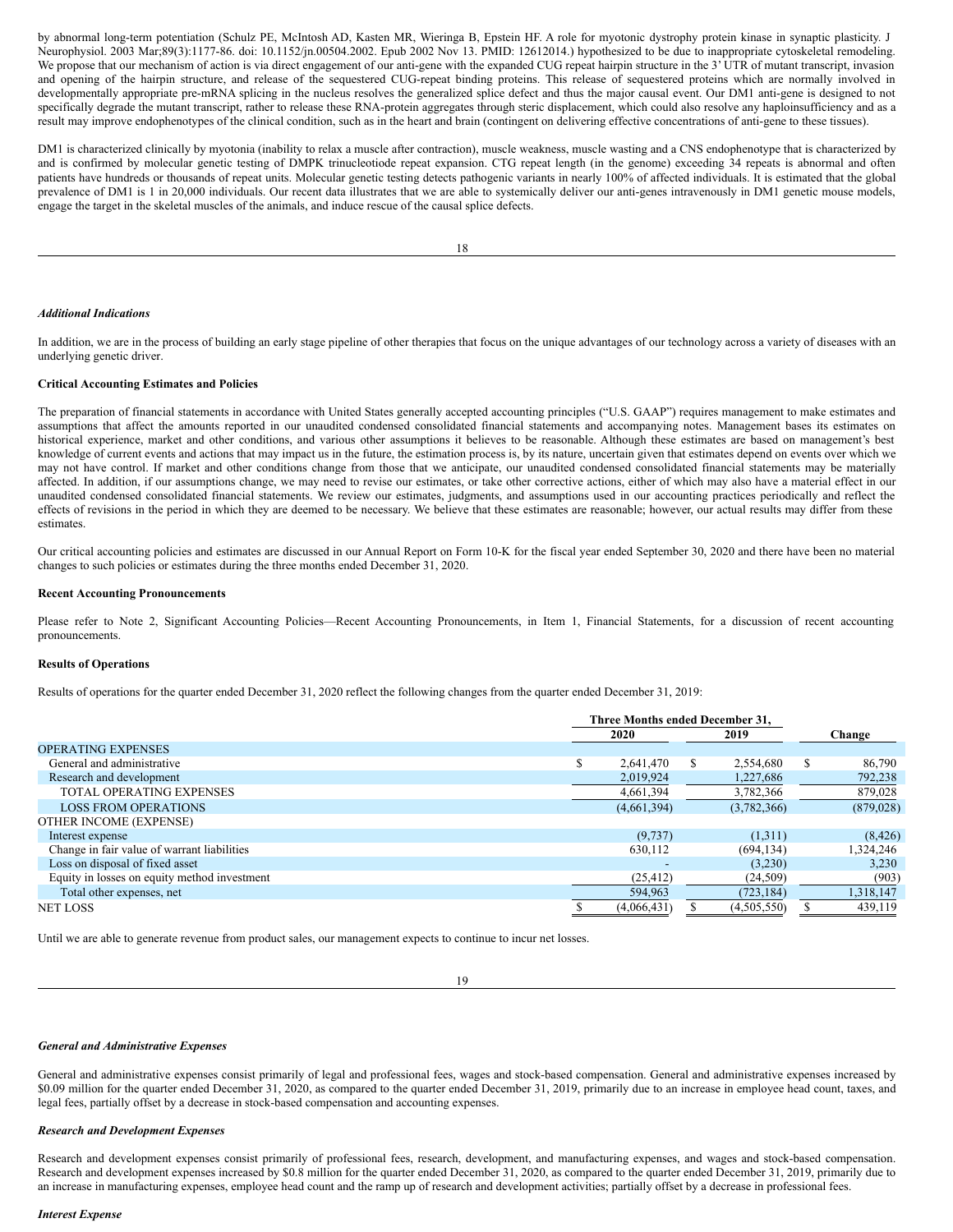by abnormal long-term potentiation (Schulz PE, McIntosh AD, Kasten MR, Wieringa B, Epstein HF. A role for myotonic dystrophy protein kinase in synaptic plasticity. J Neurophysiol. 2003 Mar;89(3):1177-86. doi: 10.1152/jn.00504.2002. Epub 2002 Nov 13. PMID: 12612014.) hypothesized to be due to inappropriate cytoskeletal remodeling. We propose that our mechanism of action is via direct engagement of our anti-gene with the expanded CUG repeat hairpin structure in the 3' UTR of mutant transcript, invasion and opening of the hairpin structure, and release of the sequestered CUG-repeat binding proteins. This release of sequestered proteins which are normally involved in developmentally appropriate pre-mRNA splicing in the nucleus resolves the generalized splice defect and thus the major causal event. Our DM1 anti-gene is designed to not specifically degrade the mutant transcript, rather to release these RNA-protein aggregates through steric displacement, which could also resolve any haploinsufficiency and as a result may improve endophenotypes of the clinical condition, such as in the heart and brain (contingent on delivering effective concentrations of anti-gene to these tissues).

DM1 is characterized clinically by myotonia (inability to relax a muscle after contraction), muscle weakness, muscle wasting and a CNS endophenotype that is characterized by and is confirmed by molecular genetic testing of DMPK trinucleotide repeat expansion. CTG repeat length (in the genome) exceeding 34 repeats is abnormal and often patients have hundreds or thousands of repeat units. Molecular genetic testing detects pathogenic variants in nearly 100% of affected individuals. It is estimated that the global prevalence of DM1 is 1 in 20,000 individuals. Our recent data illustrates that we are able to systemically deliver our anti-genes intravenously in DM1 genetic mouse models, engage the target in the skeletal muscles of the animals, and induce rescue of the causal splice defects.

*Additional Indications*

In addition, we are in the process of building an early stage pipeline of other therapies that focus on the unique advantages of our technology across a variety of diseases with an underlying genetic driver.

**Critical Accounting Estimates and Policies**

The preparation of financial statements in accordance with United States generally accepted accounting principles ("U.S. GAAP") requires management to make estimates and assumptions that affect the amounts reported in our unaudited condensed consolidated financial statements and accompanying notes. Management bases its estimates on historical experience, market and other conditions, and various other assumptions it believes to be reasonable. Although these estimates are based on management's best knowledge of current events and actions that may impact us in the future, the estimation process is, by its nature, uncertain given that estimates depend on events over which we may not have control. If market and other conditions change from those that we anticipate, our unaudited condensed consolidated financial statements may be materially affected. In addition, if our assumptions change, we may need to revise our estimates, or take other corrective actions, either of which may also have a material effect in our unaudited condensed consolidated financial statements. We review our estimates, judgments, and assumptions used in our accounting practices periodically and reflect the effects of revisions in the period in which they are deemed to be necessary. We believe that these estimates are reasonable; however, our actual results may differ from these estimates.

Our critical accounting policies and estimates are discussed in our Annual Report on Form 10-K for the fiscal year ended September 30, 2020 and there have been no material changes to such policies or estimates during the three months ended December 31, 2020.

**Recent Accounting Pronouncements**

Please refer to Note 2, Significant Accounting Policies—Recent Accounting Pronouncements, in Item 1, Financial Statements, for a discussion of recent accounting pronouncements.

**Results of Operations**

Results of operations for the quarter ended December 31, 2020 reflect the following changes from the quarter ended December 31, 2019:

| | Three Months ended December 31, | | |
|---|---|---|---|
| | 2020 | 2019 | Change |
| OPERATING EXPENSES | | | |
| General and administrative | $ 2,641,470 | $ 2,554,680 | $ 86,790 |
| Research and development | 2,019,924 | 1,227,686 | 792,238 |
| TOTAL OPERATING EXPENSES | 4,661,394 | 3,782,366 | 879,028 |
| LOSS FROM OPERATIONS | (4,661,394) | (3,782,366) | (879,028) |
| OTHER INCOME (EXPENSE) | | | |
| Interest expense | (9,737) | (1,311) | (8,426) |
| Change in fair value of warrant liabilities | 630,112 | (694,134) | 1,324,246 |
| Loss on disposal of fixed asset | - | (3,230) | 3,230 |
| Equity in losses on equity method investment | (25,412) | (24,509) | (903) |
| Total other expenses, net | 594,963 | (723,184) | 1,318,147 |
| NET LOSS | $ (4,066,431) | $ (4,505,550) | $ 439,119 |

Until we are able to generate revenue from product sales, our management expects to continue to incur net losses.

*General and Administrative Expenses*

General and administrative expenses consist primarily of legal and professional fees, wages and stock-based compensation. General and administrative expenses increased by $0.09 million for the quarter ended December 31, 2020, as compared to the quarter ended December 31, 2019, primarily due to an increase in employee head count, taxes, and legal fees, partially offset by a decrease in stock-based compensation and accounting expenses.

*Research and Development Expenses*

Research and development expenses consist primarily of professional fees, research, development, and manufacturing expenses, and wages and stock-based compensation. Research and development expenses increased by $0.8 million for the quarter ended December 31, 2020, as compared to the quarter ended December 31, 2019, primarily due to an increase in manufacturing expenses, employee head count and the ramp up of research and development activities; partially offset by a decrease in professional fees.

*Interest Expense*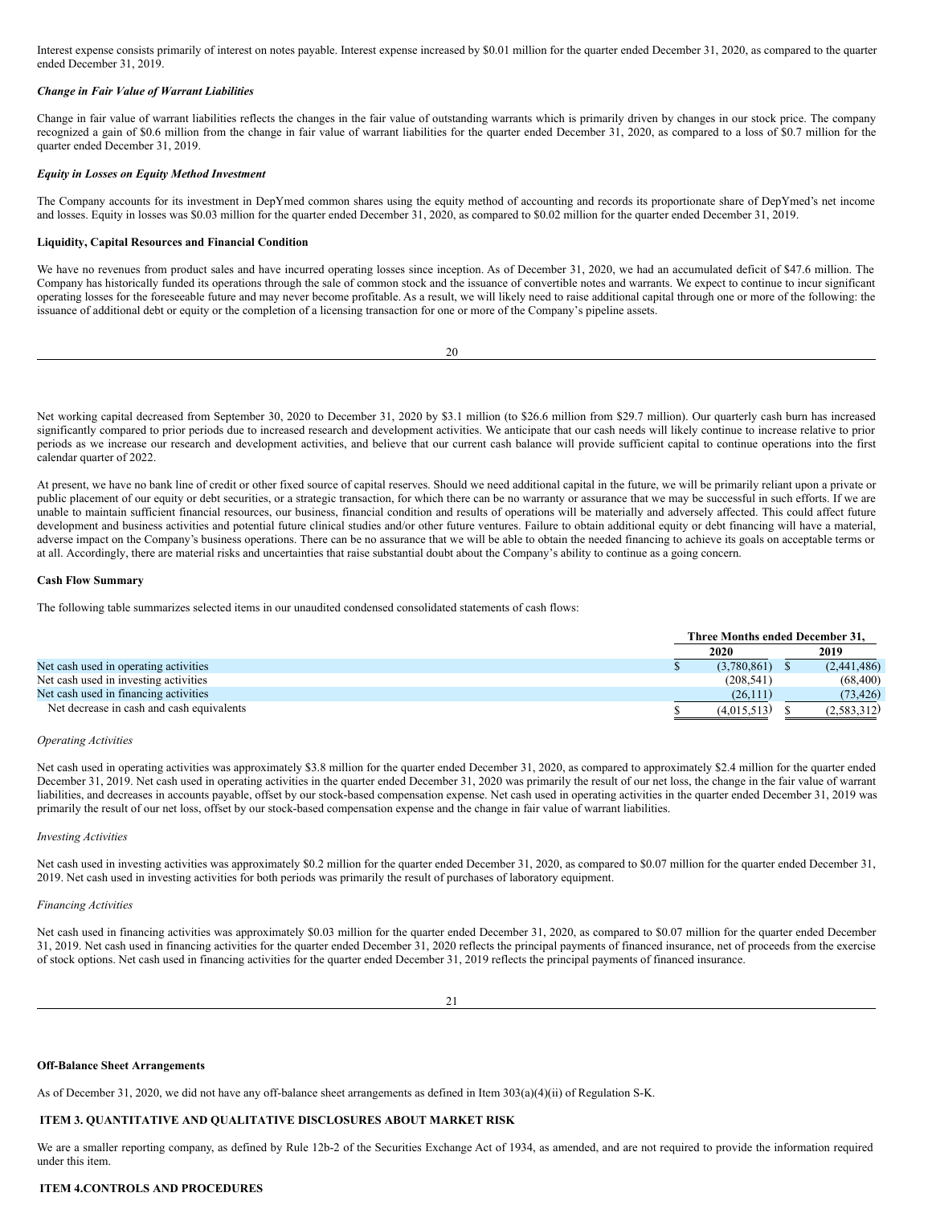Interest expense consists primarily of interest on notes payable. Interest expense increased by $0.01 million for the quarter ended December 31, 2020, as compared to the quarter ended December 31, 2019.

***Change in Fair Value of Warrant Liabilities***

Change in fair value of warrant liabilities reflects the changes in the fair value of outstanding warrants which is primarily driven by changes in our stock price. The company recognized a gain of $0.6 million from the change in fair value of warrant liabilities for the quarter ended December 31, 2020, as compared to a loss of $0.7 million for the quarter ended December 31, 2019.

***Equity in Losses on Equity Method Investment***

The Company accounts for its investment in DepYmed common shares using the equity method of accounting and records its proportionate share of DepYmed's net income and losses. Equity in losses was $0.03 million for the quarter ended December 31, 2020, as compared to $0.02 million for the quarter ended December 31, 2019.

**Liquidity, Capital Resources and Financial Condition**

We have no revenues from product sales and have incurred operating losses since inception. As of December 31, 2020, we had an accumulated deficit of $47.6 million. The Company has historically funded its operations through the sale of common stock and the issuance of convertible notes and warrants. We expect to continue to incur significant operating losses for the foreseeable future and may never become profitable. As a result, we will likely need to raise additional capital through one or more of the following: the issuance of additional debt or equity or the completion of a licensing transaction for one or more of the Company's pipeline assets.

Net working capital decreased from September 30, 2020 to December 31, 2020 by $3.1 million (to $26.6 million from $29.7 million). Our quarterly cash burn has increased significantly compared to prior periods due to increased research and development activities. We anticipate that our cash needs will likely continue to increase relative to prior periods as we increase our research and development activities, and believe that our current cash balance will provide sufficient capital to continue operations into the first calendar quarter of 2022.

At present, we have no bank line of credit or other fixed source of capital reserves. Should we need additional capital in the future, we will be primarily reliant upon a private or public placement of our equity or debt securities, or a strategic transaction, for which there can be no warranty or assurance that we may be successful in such efforts. If we are unable to maintain sufficient financial resources, our business, financial condition and results of operations will be materially and adversely affected. This could affect future development and business activities and potential future clinical studies and/or other future ventures. Failure to obtain additional equity or debt financing will have a material, adverse impact on the Company's business operations. There can be no assurance that we will be able to obtain the needed financing to achieve its goals on acceptable terms or at all. Accordingly, there are material risks and uncertainties that raise substantial doubt about the Company's ability to continue as a going concern.

**Cash Flow Summary**

The following table summarizes selected items in our unaudited condensed consolidated statements of cash flows:

| | Three Months ended December 31, | |
|---|---|---|
| | 2020 | 2019 |
| Net cash used in operating activities | $ (3,780,861) | $ (2,441,486) |
| Net cash used in investing activities | (208,541) | (68,400) |
| Net cash used in financing activities | (26,111) | (73,426) |
| Net decrease in cash and cash equivalents | $ (4,015,513) | $ (2,583,312) |

*Operating Activities*

Net cash used in operating activities was approximately $3.8 million for the quarter ended December 31, 2020, as compared to approximately $2.4 million for the quarter ended December 31, 2019. Net cash used in operating activities in the quarter ended December 31, 2020 was primarily the result of our net loss, the change in the fair value of warrant liabilities, and decreases in accounts payable, offset by our stock-based compensation expense. Net cash used in operating activities in the quarter ended December 31, 2019 was primarily the result of our net loss, offset by our stock-based compensation expense and the change in fair value of warrant liabilities.

*Investing Activities*

Net cash used in investing activities was approximately $0.2 million for the quarter ended December 31, 2020, as compared to $0.07 million for the quarter ended December 31, 2019. Net cash used in investing activities for both periods was primarily the result of purchases of laboratory equipment.

*Financing Activities*

Net cash used in financing activities was approximately $0.03 million for the quarter ended December 31, 2020, as compared to $0.07 million for the quarter ended December 31, 2019. Net cash used in financing activities for the quarter ended December 31, 2020 reflects the principal payments of financed insurance, net of proceeds from the exercise of stock options. Net cash used in financing activities for the quarter ended December 31, 2019 reflects the principal payments of financed insurance.

**Off-Balance Sheet Arrangements**

As of December 31, 2020, we did not have any off-balance sheet arrangements as defined in Item 303(a)(4)(ii) of Regulation S-K.

## ITEM 3. QUANTITATIVE AND QUALITATIVE DISCLOSURES ABOUT MARKET RISK

We are a smaller reporting company, as defined by Rule 12b-2 of the Securities Exchange Act of 1934, as amended, and are not required to provide the information required under this item.

## ITEM 4.CONTROLS AND PROCEDURES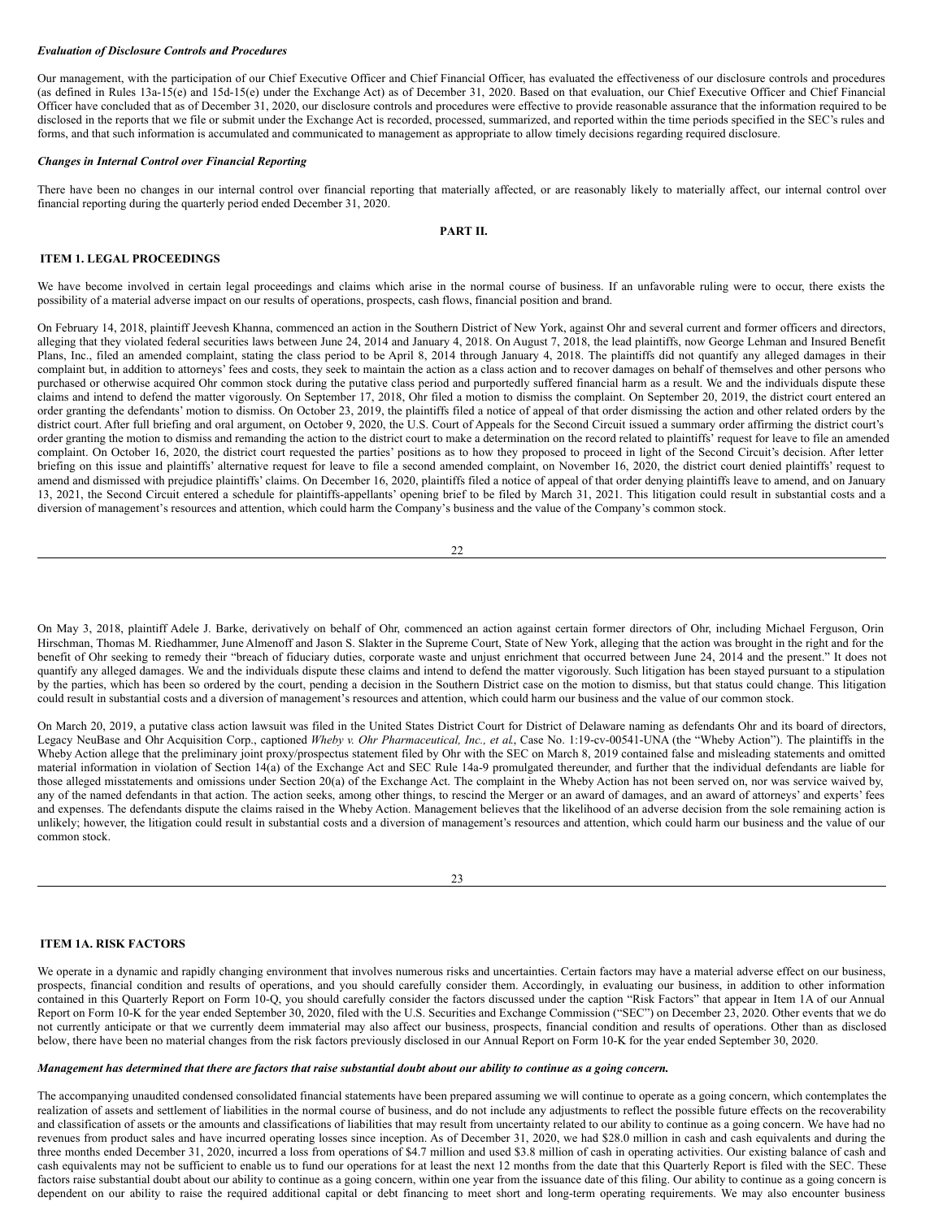***Evaluation of Disclosure Controls and Procedures***

Our management, with the participation of our Chief Executive Officer and Chief Financial Officer, has evaluated the effectiveness of our disclosure controls and procedures (as defined in Rules 13a-15(e) and 15d-15(e) under the Exchange Act) as of December 31, 2020. Based on that evaluation, our Chief Executive Officer and Chief Financial Officer have concluded that as of December 31, 2020, our disclosure controls and procedures were effective to provide reasonable assurance that the information required to be disclosed in the reports that we file or submit under the Exchange Act is recorded, processed, summarized, and reported within the time periods specified in the SEC's rules and forms, and that such information is accumulated and communicated to management as appropriate to allow timely decisions regarding required disclosure.

***Changes in Internal Control over Financial Reporting***

There have been no changes in our internal control over financial reporting that materially affected, or are reasonably likely to materially affect, our internal control over financial reporting during the quarterly period ended December 31, 2020.

## PART II.

### ITEM 1. LEGAL PROCEEDINGS

We have become involved in certain legal proceedings and claims which arise in the normal course of business. If an unfavorable ruling were to occur, there exists the possibility of a material adverse impact on our results of operations, prospects, cash flows, financial position and brand.

On February 14, 2018, plaintiff Jeevesh Khanna, commenced an action in the Southern District of New York, against Ohr and several current and former officers and directors, alleging that they violated federal securities laws between June 24, 2014 and January 4, 2018. On August 7, 2018, the lead plaintiffs, now George Lehman and Insured Benefit Plans, Inc., filed an amended complaint, stating the class period to be April 8, 2014 through January 4, 2018. The plaintiffs did not quantify any alleged damages in their complaint but, in addition to attorneys' fees and costs, they seek to maintain the action as a class action and to recover damages on behalf of themselves and other persons who purchased or otherwise acquired Ohr common stock during the putative class period and purportedly suffered financial harm as a result. We and the individuals dispute these claims and intend to defend the matter vigorously. On September 17, 2018, Ohr filed a motion to dismiss the complaint. On September 20, 2019, the district court entered an order granting the defendants' motion to dismiss. On October 23, 2019, the plaintiffs filed a notice of appeal of that order dismissing the action and other related orders by the district court. After full briefing and oral argument, on October 9, 2020, the U.S. Court of Appeals for the Second Circuit issued a summary order affirming the district court's order granting the motion to dismiss and remanding the action to the district court to make a determination on the record related to plaintiffs' request for leave to file an amended complaint. On October 16, 2020, the district court requested the parties' positions as to how they proposed to proceed in light of the Second Circuit's decision. After letter briefing on this issue and plaintiffs' alternative request for leave to file a second amended complaint, on November 16, 2020, the district court denied plaintiffs' request to amend and dismissed with prejudice plaintiffs' claims. On December 16, 2020, plaintiffs filed a notice of appeal of that order denying plaintiffs leave to amend, and on January 13, 2021, the Second Circuit entered a schedule for plaintiffs-appellants' opening brief to be filed by March 31, 2021. This litigation could result in substantial costs and a diversion of management's resources and attention, which could harm the Company's business and the value of the Company's common stock.

On May 3, 2018, plaintiff Adele J. Barke, derivatively on behalf of Ohr, commenced an action against certain former directors of Ohr, including Michael Ferguson, Orin Hirschman, Thomas M. Riedhammer, June Almenoff and Jason S. Slakter in the Supreme Court, State of New York, alleging that the action was brought in the right and for the benefit of Ohr seeking to remedy their "breach of fiduciary duties, corporate waste and unjust enrichment that occurred between June 24, 2014 and the present." It does not quantify any alleged damages. We and the individuals dispute these claims and intend to defend the matter vigorously. Such litigation has been stayed pursuant to a stipulation by the parties, which has been so ordered by the court, pending a decision in the Southern District case on the motion to dismiss, but that status could change. This litigation could result in substantial costs and a diversion of management's resources and attention, which could harm our business and the value of our common stock.

On March 20, 2019, a putative class action lawsuit was filed in the United States District Court for District of Delaware naming as defendants Ohr and its board of directors, Legacy NeuBase and Ohr Acquisition Corp., captioned *Wheby v. Ohr Pharmaceutical, Inc., et al.*, Case No. 1:19-cv-00541-UNA (the "Wheby Action"). The plaintiffs in the Wheby Action allege that the preliminary joint proxy/prospectus statement filed by Ohr with the SEC on March 8, 2019 contained false and misleading statements and omitted material information in violation of Section 14(a) of the Exchange Act and SEC Rule 14a-9 promulgated thereunder, and further that the individual defendants are liable for those alleged misstatements and omissions under Section 20(a) of the Exchange Act. The complaint in the Wheby Action has not been served on, nor was service waived by, any of the named defendants in that action. The action seeks, among other things, to rescind the Merger or an award of damages, and an award of attorneys' and experts' fees and expenses. The defendants dispute the claims raised in the Wheby Action. Management believes that the likelihood of an adverse decision from the sole remaining action is unlikely; however, the litigation could result in substantial costs and a diversion of management's resources and attention, which could harm our business and the value of our common stock.

### ITEM 1A. RISK FACTORS

We operate in a dynamic and rapidly changing environment that involves numerous risks and uncertainties. Certain factors may have a material adverse effect on our business, prospects, financial condition and results of operations, and you should carefully consider them. Accordingly, in evaluating our business, in addition to other information contained in this Quarterly Report on Form 10-Q, you should carefully consider the factors discussed under the caption "Risk Factors" that appear in Item 1A of our Annual Report on Form 10-K for the year ended September 30, 2020, filed with the U.S. Securities and Exchange Commission ("SEC") on December 23, 2020. Other events that we do not currently anticipate or that we currently deem immaterial may also affect our business, prospects, financial condition and results of operations. Other than as disclosed below, there have been no material changes from the risk factors previously disclosed in our Annual Report on Form 10-K for the year ended September 30, 2020.

***Management has determined that there are factors that raise substantial doubt about our ability to continue as a going concern.***

The accompanying unaudited condensed consolidated financial statements have been prepared assuming we will continue to operate as a going concern, which contemplates the realization of assets and settlement of liabilities in the normal course of business, and do not include any adjustments to reflect the possible future effects on the recoverability and classification of assets or the amounts and classifications of liabilities that may result from uncertainty related to our ability to continue as a going concern. We have had no revenues from product sales and have incurred operating losses since inception. As of December 31, 2020, we had $28.0 million in cash and cash equivalents and during the three months ended December 31, 2020, incurred a loss from operations of $4.7 million and used $3.8 million of cash in operating activities. Our existing balance of cash and cash equivalents may not be sufficient to enable us to fund our operations for at least the next 12 months from the date that this Quarterly Report is filed with the SEC. These factors raise substantial doubt about our ability to continue as a going concern, within one year from the issuance date of this filing. Our ability to continue as a going concern is dependent on our ability to raise the required additional capital or debt financing to meet short and long-term operating requirements. We may also encounter business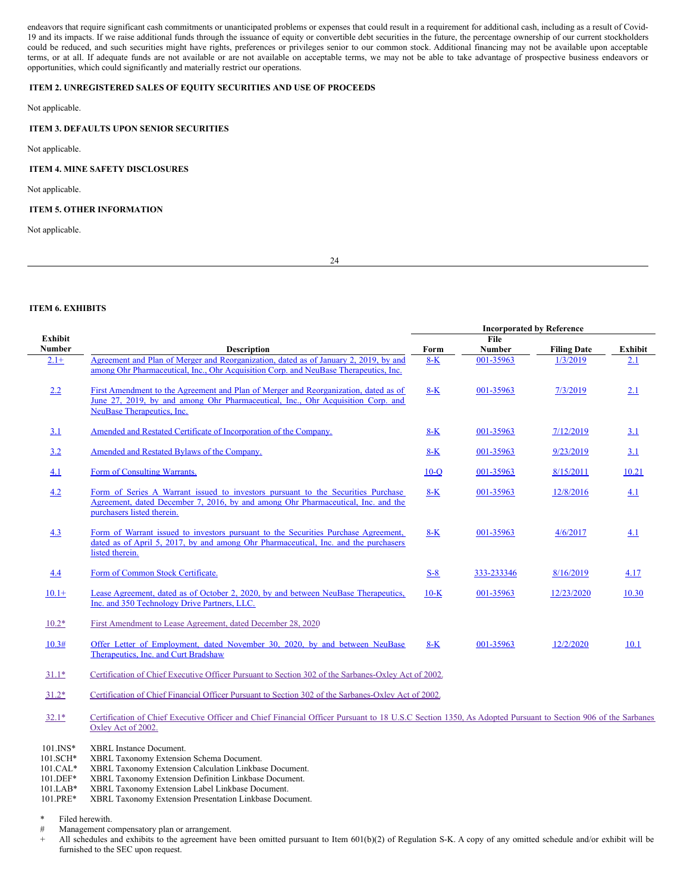endeavors that require significant cash commitments or unanticipated problems or expenses that could result in a requirement for additional cash, including as a result of Covid-19 and its impacts. If we raise additional funds through the issuance of equity or convertible debt securities in the future, the percentage ownership of our current stockholders could be reduced, and such securities might have rights, preferences or privileges senior to our common stock. Additional financing may not be available upon acceptable terms, or at all. If adequate funds are not available or are not available on acceptable terms, we may not be able to take advantage of prospective business endeavors or opportunities, which could significantly and materially restrict our operations.

## ITEM 2. UNREGISTERED SALES OF EQUITY SECURITIES AND USE OF PROCEEDS

Not applicable.

## ITEM 3. DEFAULTS UPON SENIOR SECURITIES

Not applicable.

## ITEM 4. MINE SAFETY DISCLOSURES

Not applicable.

## ITEM 5. OTHER INFORMATION

Not applicable.

## ITEM 6. EXHIBITS

| | | Incorporated by Reference | | | |
|---|---|---|---|---|---|
| Exhibit Number | Description | Form | File Number | Filing Date | Exhibit |
| 2.1+ | Agreement and Plan of Merger and Reorganization, dated as of January 2, 2019, by and among Ohr Pharmaceutical, Inc., Ohr Acquisition Corp. and NeuBase Therapeutics, Inc. | 8-K | 001-35963 | 1/3/2019 | 2.1 |
| 2.2 | First Amendment to the Agreement and Plan of Merger and Reorganization, dated as of June 27, 2019, by and among Ohr Pharmaceutical, Inc., Ohr Acquisition Corp. and NeuBase Therapeutics, Inc. | 8-K | 001-35963 | 7/3/2019 | 2.1 |
| 3.1 | Amended and Restated Certificate of Incorporation of the Company. | 8-K | 001-35963 | 7/12/2019 | 3.1 |
| 3.2 | Amended and Restated Bylaws of the Company. | 8-K | 001-35963 | 9/23/2019 | 3.1 |
| 4.1 | Form of Consulting Warrants. | 10-Q | 001-35963 | 8/15/2011 | 10.21 |
| 4.2 | Form of Series A Warrant issued to investors pursuant to the Securities Purchase Agreement, dated December 7, 2016, by and among Ohr Pharmaceutical, Inc. and the purchasers listed therein. | 8-K | 001-35963 | 12/8/2016 | 4.1 |
| 4.3 | Form of Warrant issued to investors pursuant to the Securities Purchase Agreement, dated as of April 5, 2017, by and among Ohr Pharmaceutical, Inc. and the purchasers listed therein. | 8-K | 001-35963 | 4/6/2017 | 4.1 |
| 4.4 | Form of Common Stock Certificate. | S-8 | 333-233346 | 8/16/2019 | 4.17 |
| 10.1+ | Lease Agreement, dated as of October 2, 2020, by and between NeuBase Therapeutics, Inc. and 350 Technology Drive Partners, LLC. | 10-K | 001-35963 | 12/23/2020 | 10.30 |
| 10.2* | First Amendment to Lease Agreement, dated December 28, 2020 | | | | |
| 10.3# | Offer Letter of Employment, dated November 30, 2020, by and between NeuBase Therapeutics, Inc. and Curt Bradshaw | 8-K | 001-35963 | 12/2/2020 | 10.1 |
| 31.1* | Certification of Chief Executive Officer Pursuant to Section 302 of the Sarbanes-Oxley Act of 2002. | | | | |
| 31.2* | Certification of Chief Financial Officer Pursuant to Section 302 of the Sarbanes-Oxley Act of 2002. | | | | |
| 32.1* | Certification of Chief Executive Officer and Chief Financial Officer Pursuant to 18 U.S.C Section 1350, As Adopted Pursuant to Section 906 of the Sarbanes Oxley Act of 2002. | | | | |
| 101.INS* | XBRL Instance Document. | | | | |
| 101.SCH* | XBRL Taxonomy Extension Schema Document. | | | | |
| 101.CAL* | XBRL Taxonomy Extension Calculation Linkbase Document. | | | | |
| 101.DEF* | XBRL Taxonomy Extension Definition Linkbase Document. | | | | |
| 101.LAB* | XBRL Taxonomy Extension Label Linkbase Document. | | | | |
| 101.PRE* | XBRL Taxonomy Extension Presentation Linkbase Document. | | | | |

\* Filed herewith.

\# Management compensatory plan or arrangement.

\+ All schedules and exhibits to the agreement have been omitted pursuant to Item 601(b)(2) of Regulation S-K. A copy of any omitted schedule and/or exhibit will be furnished to the SEC upon request.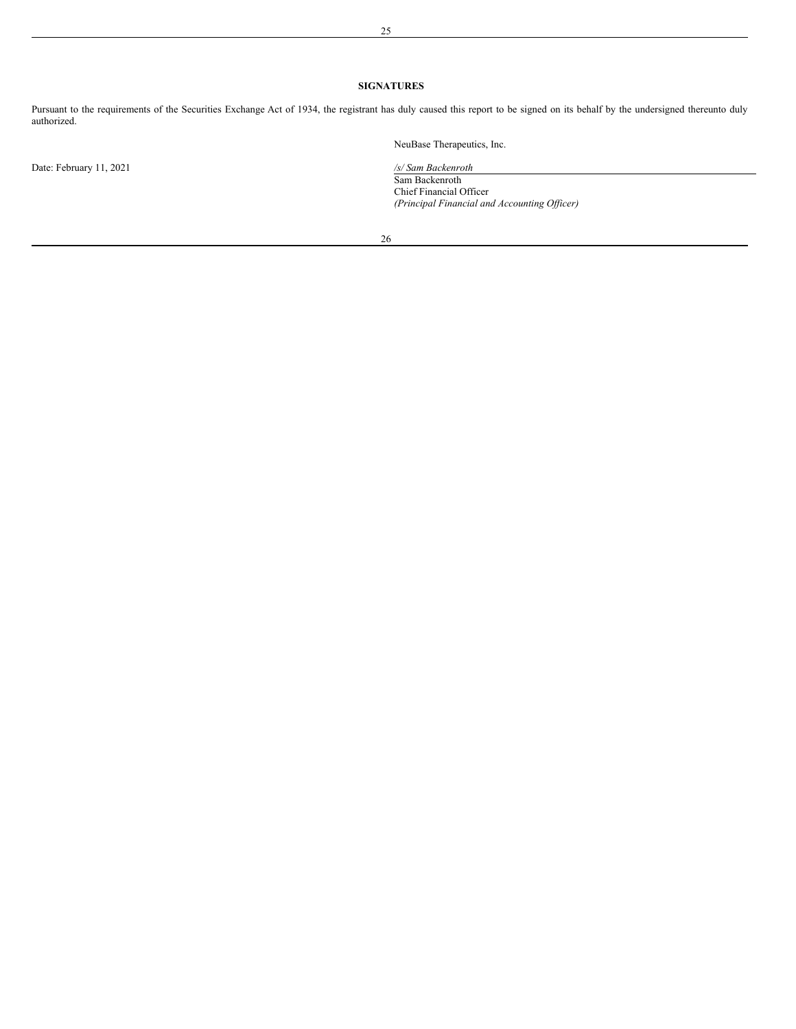## SIGNATURES

Pursuant to the requirements of the Securities Exchange Act of 1934, the registrant has duly caused this report to be signed on its behalf by the undersigned thereunto duly authorized.

NeuBase Therapeutics, Inc.

Date: February 11, 2021

*/s/ Sam Backenroth*

Sam Backenroth

Chief Financial Officer

*(Principal Financial and Accounting Officer)*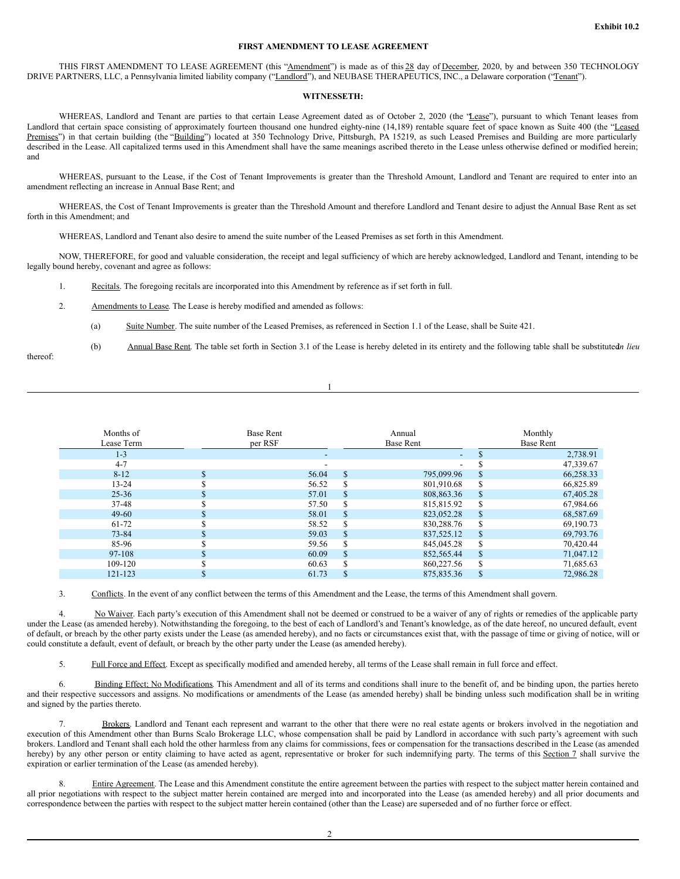**Exhibit 10.2**

**FIRST AMENDMENT TO LEASE AGREEMENT**

THIS FIRST AMENDMENT TO LEASE AGREEMENT (this "Amendment") is made as of this 28 day of December, 2020, by and between 350 TECHNOLOGY DRIVE PARTNERS, LLC, a Pennsylvania limited liability company ("Landlord"), and NEUBASE THERAPEUTICS, INC., a Delaware corporation ("Tenant").

**WITNESSETH:**

WHEREAS, Landlord and Tenant are parties to that certain Lease Agreement dated as of October 2, 2020 (the "Lease"), pursuant to which Tenant leases from Landlord that certain space consisting of approximately fourteen thousand one hundred eighty-nine (14,189) rentable square feet of space known as Suite 400 (the "Leased Premises") in that certain building (the "Building") located at 350 Technology Drive, Pittsburgh, PA 15219, as such Leased Premises and Building are more particularly described in the Lease. All capitalized terms used in this Amendment shall have the same meanings ascribed thereto in the Lease unless otherwise defined or modified herein; and

WHEREAS, pursuant to the Lease, if the Cost of Tenant Improvements is greater than the Threshold Amount, Landlord and Tenant are required to enter into an amendment reflecting an increase in Annual Base Rent; and

WHEREAS, the Cost of Tenant Improvements is greater than the Threshold Amount and therefore Landlord and Tenant desire to adjust the Annual Base Rent as set forth in this Amendment; and

WHEREAS, Landlord and Tenant also desire to amend the suite number of the Leased Premises as set forth in this Amendment.

NOW, THEREFORE, for good and valuable consideration, the receipt and legal sufficiency of which are hereby acknowledged, Landlord and Tenant, intending to be legally bound hereby, covenant and agree as follows:

1. Recitals. The foregoing recitals are incorporated into this Amendment by reference as if set forth in full.

2. Amendments to Lease. The Lease is hereby modified and amended as follows:

   (a) Suite Number. The suite number of the Leased Premises, as referenced in Section 1.1 of the Lease, shall be Suite 421.

   (b) Annual Base Rent. The table set forth in Section 3.1 of the Lease is hereby deleted in its entirety and the following table shall be substituted *in lieu* thereof:

| Months of Lease Term | Base Rent per RSF | Annual Base Rent | Monthly Base Rent |
|---|---|---|---|
| 1-3 | - | - | $ 2,738.91 |
| 4-7 | - | - | $ 47,339.67 |
| 8-12 | $ 56.04 | $ 795,099.96 | $ 66,258.33 |
| 13-24 | $ 56.52 | $ 801,910.68 | $ 66,825.89 |
| 25-36 | $ 57.01 | $ 808,863.36 | $ 67,405.28 |
| 37-48 | $ 57.50 | $ 815,815.92 | $ 67,984.66 |
| 49-60 | $ 58.01 | $ 823,052.28 | $ 68,587.69 |
| 61-72 | $ 58.52 | $ 830,288.76 | $ 69,190.73 |
| 73-84 | $ 59.03 | $ 837,525.12 | $ 69,793.76 |
| 85-96 | $ 59.56 | $ 845,045.28 | $ 70,420.44 |
| 97-108 | $ 60.09 | $ 852,565.44 | $ 71,047.12 |
| 109-120 | $ 60.63 | $ 860,227.56 | $ 71,685.63 |
| 121-123 | $ 61.73 | $ 875,835.36 | $ 72,986.28 |

3. Conflicts. In the event of any conflict between the terms of this Amendment and the Lease, the terms of this Amendment shall govern.

4. No Waiver. Each party's execution of this Amendment shall not be deemed or construed to be a waiver of any of rights or remedies of the applicable party under the Lease (as amended hereby). Notwithstanding the foregoing, to the best of each of Landlord's and Tenant's knowledge, as of the date hereof, no uncured default, event of default, or breach by the other party exists under the Lease (as amended hereby), and no facts or circumstances exist that, with the passage of time or giving of notice, will or could constitute a default, event of default, or breach by the other party under the Lease (as amended hereby).

5. Full Force and Effect. Except as specifically modified and amended hereby, all terms of the Lease shall remain in full force and effect.

6. Binding Effect; No Modifications. This Amendment and all of its terms and conditions shall inure to the benefit of, and be binding upon, the parties hereto and their respective successors and assigns. No modifications or amendments of the Lease (as amended hereby) shall be binding unless such modification shall be in writing and signed by the parties thereto.

7. Brokers. Landlord and Tenant each represent and warrant to the other that there were no real estate agents or brokers involved in the negotiation and execution of this Amendment other than Burns Scalo Brokerage LLC, whose compensation shall be paid by Landlord in accordance with such party's agreement with such brokers. Landlord and Tenant shall each hold the other harmless from any claims for commissions, fees or compensation for the transactions described in the Lease (as amended hereby) by any other person or entity claiming to have acted as agent, representative or broker for such indemnifying party. The terms of this Section 7 shall survive the expiration or earlier termination of the Lease (as amended hereby).

8. Entire Agreement. The Lease and this Amendment constitute the entire agreement between the parties with respect to the subject matter herein contained and all prior negotiations with respect to the subject matter herein contained are merged into and incorporated into the Lease (as amended hereby) and all prior documents and correspondence between the parties with respect to the subject matter herein contained (other than the Lease) are superseded and of no further force or effect.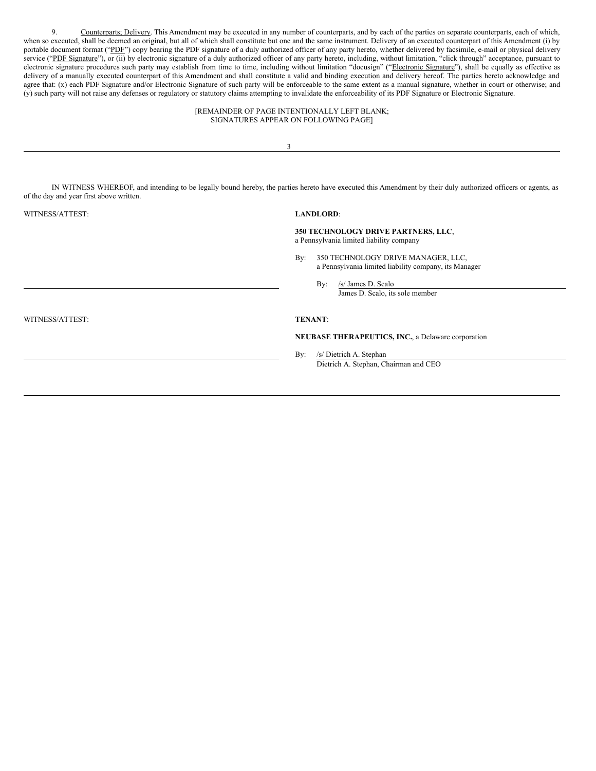9. Counterparts; Delivery. This Amendment may be executed in any number of counterparts, and by each of the parties on separate counterparts, each of which, when so executed, shall be deemed an original, but all of which shall constitute but one and the same instrument. Delivery of an executed counterpart of this Amendment (i) by portable document format ("PDF") copy bearing the PDF signature of a duly authorized officer of any party hereto, whether delivered by facsimile, e-mail or physical delivery service ("PDF Signature"), or (ii) by electronic signature of a duly authorized officer of any party hereto, including, without limitation, "click through" acceptance, pursuant to electronic signature procedures such party may establish from time to time, including without limitation "docusign" ("Electronic Signature"), shall be equally as effective as delivery of a manually executed counterpart of this Amendment and shall constitute a valid and binding execution and delivery hereof. The parties hereto acknowledge and agree that: (x) each PDF Signature and/or Electronic Signature of such party will be enforceable to the same extent as a manual signature, whether in court or otherwise; and (y) such party will not raise any defenses or regulatory or statutory claims attempting to invalidate the enforceability of its PDF Signature or Electronic Signature.

[REMAINDER OF PAGE INTENTIONALLY LEFT BLANK;
SIGNATURES APPEAR ON FOLLOWING PAGE]

IN WITNESS WHEREOF, and intending to be legally bound hereby, the parties hereto have executed this Amendment by their duly authorized officers or agents, as of the day and year first above written.

WITNESS/ATTEST:

**LANDLORD**:

**350 TECHNOLOGY DRIVE PARTNERS, LLC**,
a Pennsylvania limited liability company

By: 350 TECHNOLOGY DRIVE MANAGER, LLC,
a Pennsylvania limited liability company, its Manager

By: /s/ James D. Scalo
James D. Scalo, its sole member

WITNESS/ATTEST:

**TENANT**:

**NEUBASE THERAPEUTICS, INC.**, a Delaware corporation

By: /s/ Dietrich A. Stephan
Dietrich A. Stephan, Chairman and CEO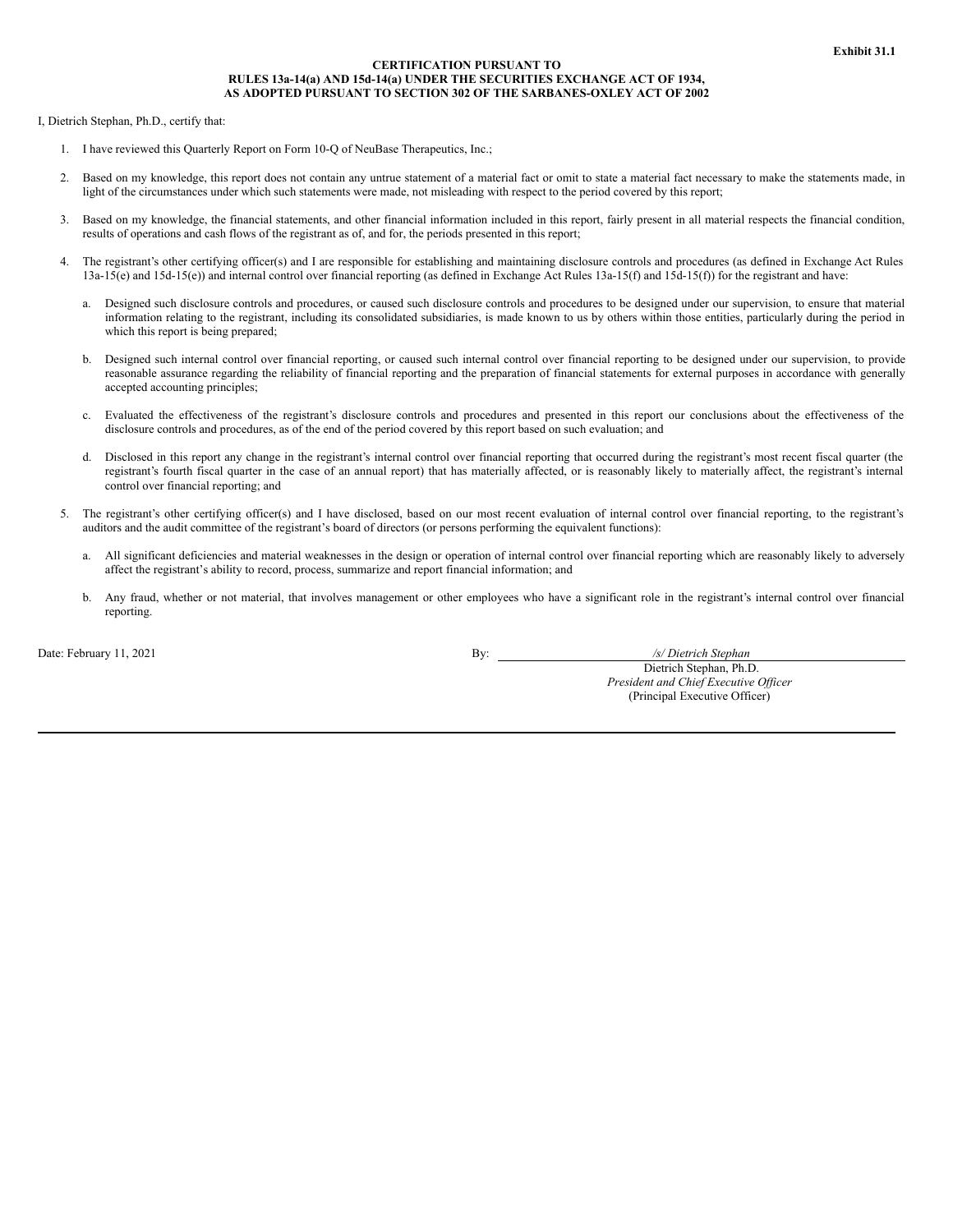**Exhibit 31.1**

**CERTIFICATION PURSUANT TO**
**RULES 13a-14(a) AND 15d-14(a) UNDER THE SECURITIES EXCHANGE ACT OF 1934,**
**AS ADOPTED PURSUANT TO SECTION 302 OF THE SARBANES-OXLEY ACT OF 2002**

I, Dietrich Stephan, Ph.D., certify that:

1. I have reviewed this Quarterly Report on Form 10-Q of NeuBase Therapeutics, Inc.;

2. Based on my knowledge, this report does not contain any untrue statement of a material fact or omit to state a material fact necessary to make the statements made, in light of the circumstances under which such statements were made, not misleading with respect to the period covered by this report;

3. Based on my knowledge, the financial statements, and other financial information included in this report, fairly present in all material respects the financial condition, results of operations and cash flows of the registrant as of, and for, the periods presented in this report;

4. The registrant's other certifying officer(s) and I are responsible for establishing and maintaining disclosure controls and procedures (as defined in Exchange Act Rules 13a-15(e) and 15d-15(e)) and internal control over financial reporting (as defined in Exchange Act Rules 13a-15(f) and 15d-15(f)) for the registrant and have:

   a. Designed such disclosure controls and procedures, or caused such disclosure controls and procedures to be designed under our supervision, to ensure that material information relating to the registrant, including its consolidated subsidiaries, is made known to us by others within those entities, particularly during the period in which this report is being prepared;

   b. Designed such internal control over financial reporting, or caused such internal control over financial reporting to be designed under our supervision, to provide reasonable assurance regarding the reliability of financial reporting and the preparation of financial statements for external purposes in accordance with generally accepted accounting principles;

   c. Evaluated the effectiveness of the registrant's disclosure controls and procedures and presented in this report our conclusions about the effectiveness of the disclosure controls and procedures, as of the end of the period covered by this report based on such evaluation; and

   d. Disclosed in this report any change in the registrant's internal control over financial reporting that occurred during the registrant's most recent fiscal quarter (the registrant's fourth fiscal quarter in the case of an annual report) that has materially affected, or is reasonably likely to materially affect, the registrant's internal control over financial reporting; and

5. The registrant's other certifying officer(s) and I have disclosed, based on our most recent evaluation of internal control over financial reporting, to the registrant's auditors and the audit committee of the registrant's board of directors (or persons performing the equivalent functions):

   a. All significant deficiencies and material weaknesses in the design or operation of internal control over financial reporting which are reasonably likely to adversely affect the registrant's ability to record, process, summarize and report financial information; and

   b. Any fraud, whether or not material, that involves management or other employees who have a significant role in the registrant's internal control over financial reporting.

Date: February 11, 2021

By: */s/ Dietrich Stephan*
Dietrich Stephan, Ph.D.
*President and Chief Executive Officer*
(Principal Executive Officer)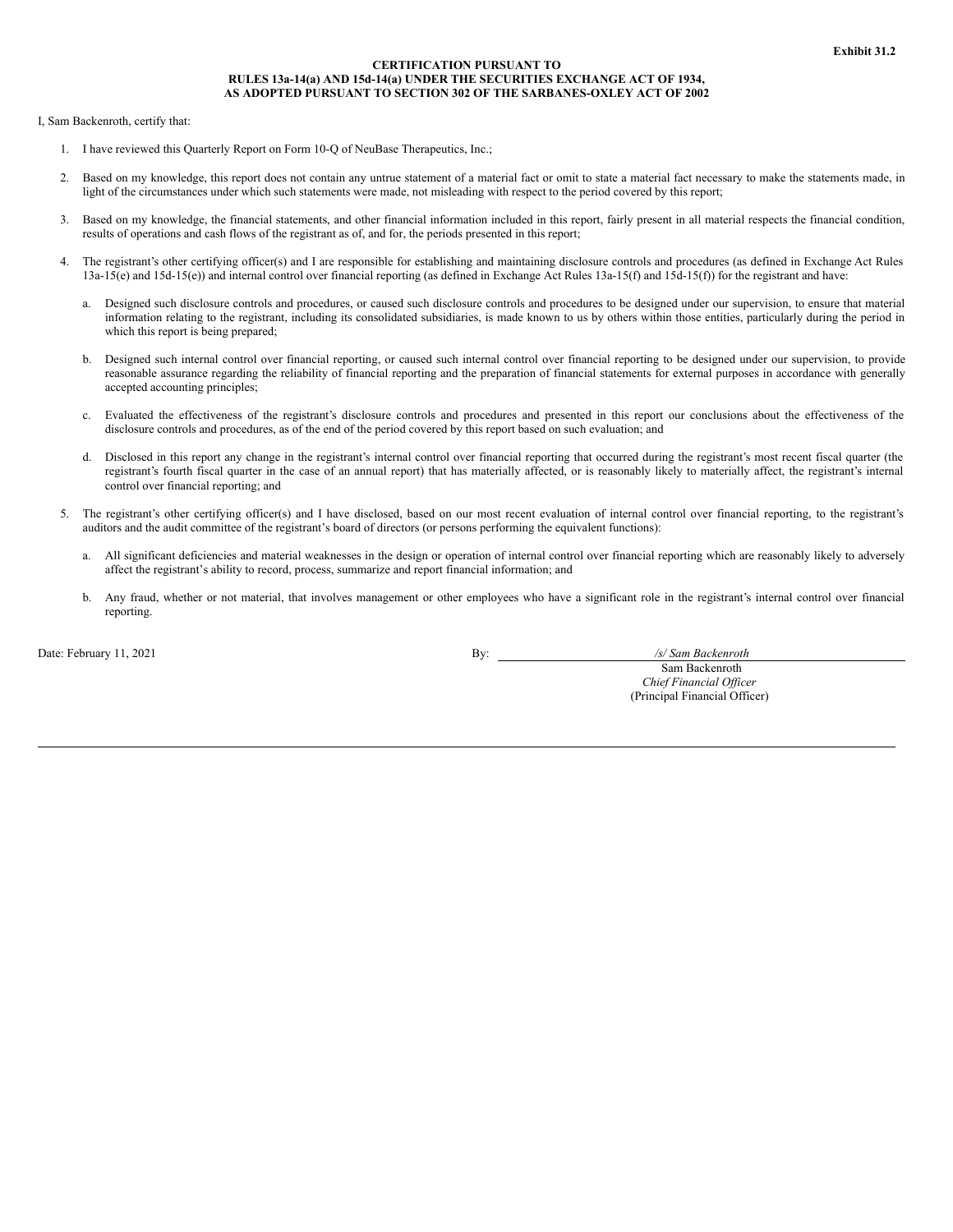**Exhibit 31.2**

**CERTIFICATION PURSUANT TO**
**RULES 13a-14(a) AND 15d-14(a) UNDER THE SECURITIES EXCHANGE ACT OF 1934,**
**AS ADOPTED PURSUANT TO SECTION 302 OF THE SARBANES-OXLEY ACT OF 2002**

I, Sam Backenroth, certify that:

1. I have reviewed this Quarterly Report on Form 10-Q of NeuBase Therapeutics, Inc.;

2. Based on my knowledge, this report does not contain any untrue statement of a material fact or omit to state a material fact necessary to make the statements made, in light of the circumstances under which such statements were made, not misleading with respect to the period covered by this report;

3. Based on my knowledge, the financial statements, and other financial information included in this report, fairly present in all material respects the financial condition, results of operations and cash flows of the registrant as of, and for, the periods presented in this report;

4. The registrant's other certifying officer(s) and I are responsible for establishing and maintaining disclosure controls and procedures (as defined in Exchange Act Rules 13a-15(e) and 15d-15(e)) and internal control over financial reporting (as defined in Exchange Act Rules 13a-15(f) and 15d-15(f)) for the registrant and have:

   a. Designed such disclosure controls and procedures, or caused such disclosure controls and procedures to be designed under our supervision, to ensure that material information relating to the registrant, including its consolidated subsidiaries, is made known to us by others within those entities, particularly during the period in which this report is being prepared;

   b. Designed such internal control over financial reporting, or caused such internal control over financial reporting to be designed under our supervision, to provide reasonable assurance regarding the reliability of financial reporting and the preparation of financial statements for external purposes in accordance with generally accepted accounting principles;

   c. Evaluated the effectiveness of the registrant's disclosure controls and procedures and presented in this report our conclusions about the effectiveness of the disclosure controls and procedures, as of the end of the period covered by this report based on such evaluation; and

   d. Disclosed in this report any change in the registrant's internal control over financial reporting that occurred during the registrant's most recent fiscal quarter (the registrant's fourth fiscal quarter in the case of an annual report) that has materially affected, or is reasonably likely to materially affect, the registrant's internal control over financial reporting; and

5. The registrant's other certifying officer(s) and I have disclosed, based on our most recent evaluation of internal control over financial reporting, to the registrant's auditors and the audit committee of the registrant's board of directors (or persons performing the equivalent functions):

   a. All significant deficiencies and material weaknesses in the design or operation of internal control over financial reporting which are reasonably likely to adversely affect the registrant's ability to record, process, summarize and report financial information; and

   b. Any fraud, whether or not material, that involves management or other employees who have a significant role in the registrant's internal control over financial reporting.

Date: February 11, 2021

By: *[/s/ Sam Backenroth]*
Sam Backenroth
*Chief Financial Officer*
(Principal Financial Officer)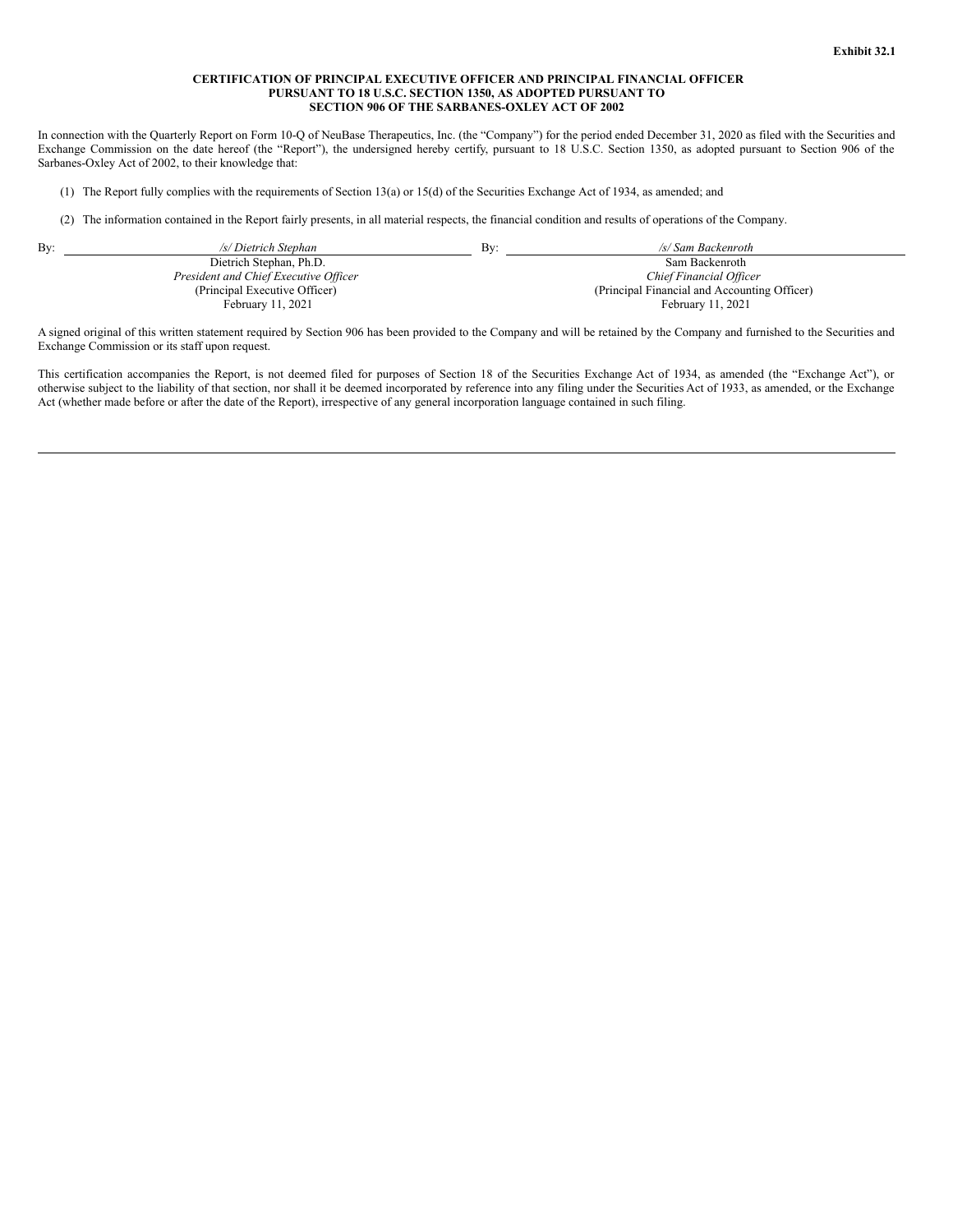**Exhibit 32.1**

**CERTIFICATION OF PRINCIPAL EXECUTIVE OFFICER AND PRINCIPAL FINANCIAL OFFICER PURSUANT TO 18 U.S.C. SECTION 1350, AS ADOPTED PURSUANT TO SECTION 906 OF THE SARBANES-OXLEY ACT OF 2002**

In connection with the Quarterly Report on Form 10-Q of NeuBase Therapeutics, Inc. (the "Company") for the period ended December 31, 2020 as filed with the Securities and Exchange Commission on the date hereof (the "Report"), the undersigned hereby certify, pursuant to 18 U.S.C. Section 1350, as adopted pursuant to Section 906 of the Sarbanes-Oxley Act of 2002, to their knowledge that:

(1) The Report fully complies with the requirements of Section 13(a) or 15(d) of the Securities Exchange Act of 1934, as amended; and

(2) The information contained in the Report fairly presents, in all material respects, the financial condition and results of operations of the Company.

| | | | |
|---|---|---|---|
| By: | */s/ Dietrich Stephan* | By: | */s/ Sam Backenroth* |
| | Dietrich Stephan, Ph.D. | | Sam Backenroth |
| | *President and Chief Executive Officer* | | *Chief Financial Officer* |
| | (Principal Executive Officer) | | (Principal Financial and Accounting Officer) |
| | February 11, 2021 | | February 11, 2021 |

A signed original of this written statement required by Section 906 has been provided to the Company and will be retained by the Company and furnished to the Securities and Exchange Commission or its staff upon request.

This certification accompanies the Report, is not deemed filed for purposes of Section 18 of the Securities Exchange Act of 1934, as amended (the "Exchange Act"), or otherwise subject to the liability of that section, nor shall it be deemed incorporated by reference into any filing under the Securities Act of 1933, as amended, or the Exchange Act (whether made before or after the date of the Report), irrespective of any general incorporation language contained in such filing.